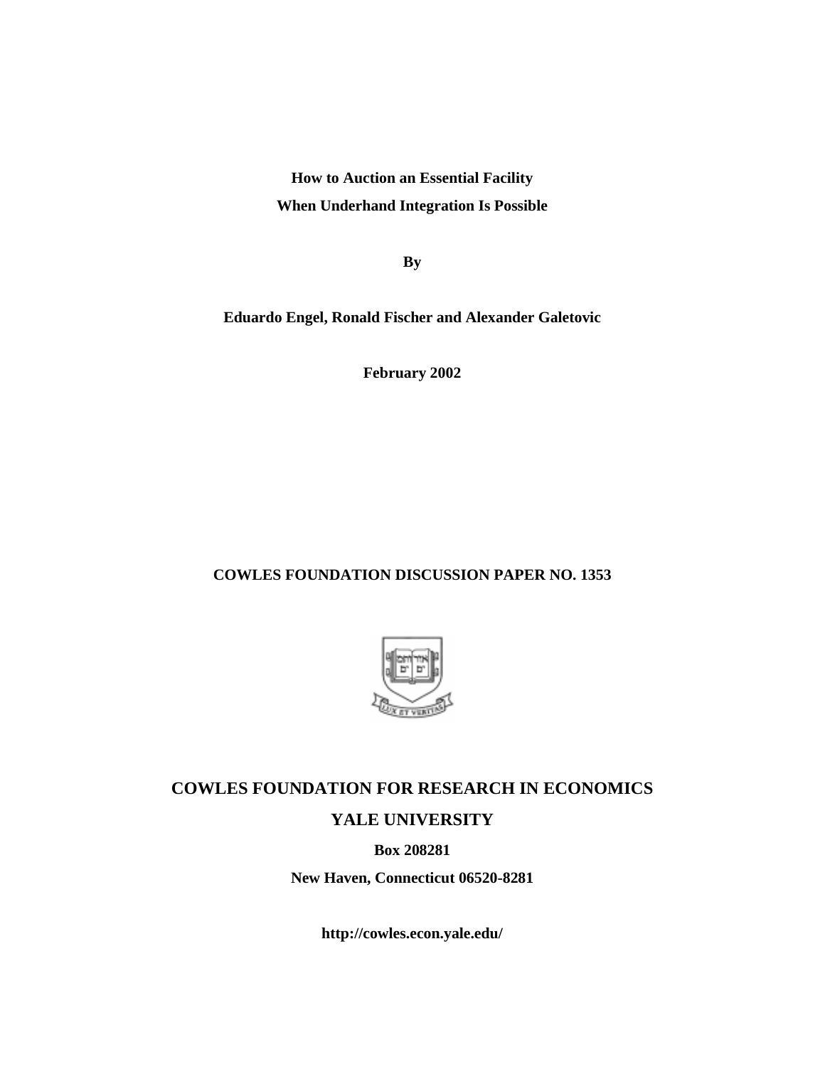**How to Auction an Essential Facility**

**When Underhand Integration Is Possible**

**By**

**Eduardo Engel, Ronald Fischer and Alexander Galetovic**

**February 2002**

**COWLES FOUNDATION DISCUSSION PAPER NO. 1353**

**COWLES FOUNDATION FOR RESEARCH IN ECONOMICS**

**YALE UNIVERSITY**

**Box 208281**

**New Haven, Connecticut 06520-8281**

**http://cowles.econ.yale.edu/**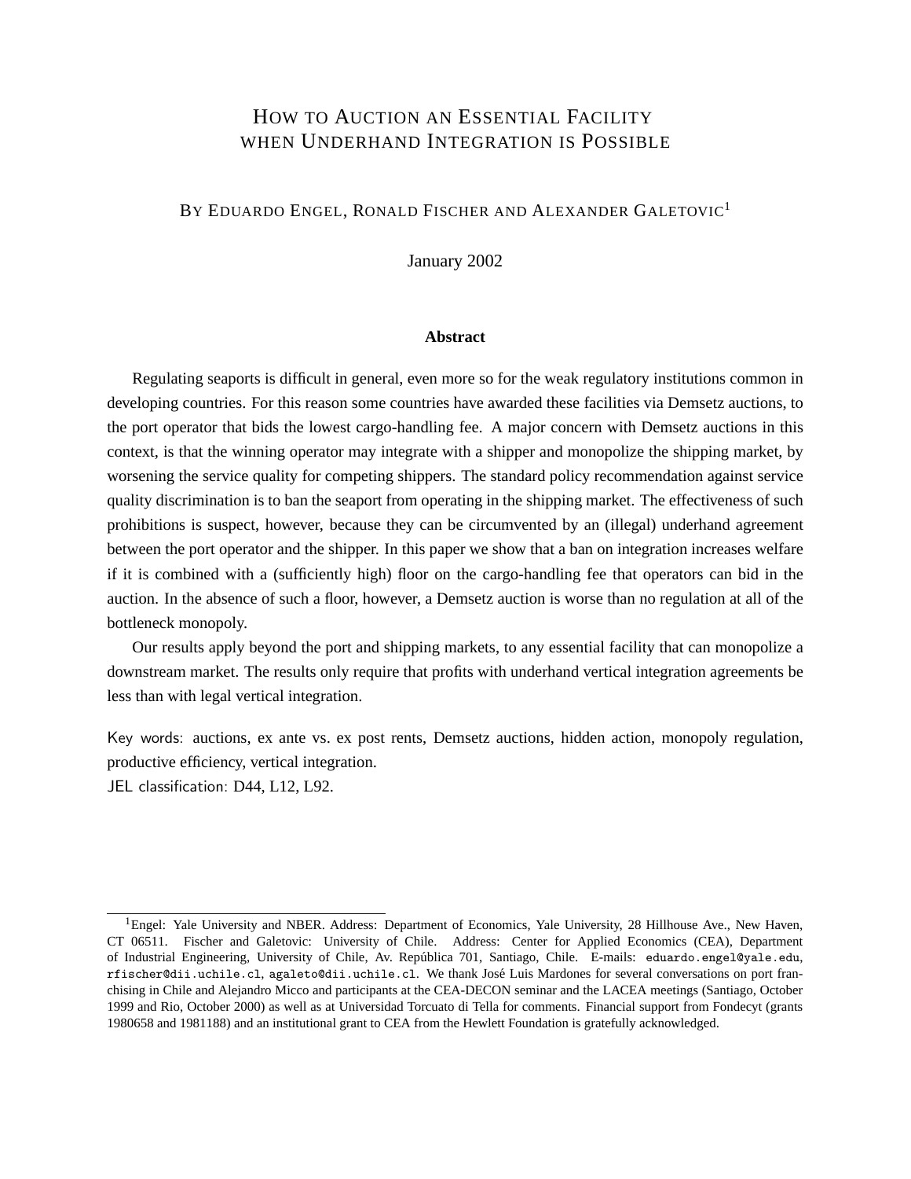# How to Auction an Essential Facility when Underhand Integration is Possible

By Eduardo Engel, Ronald Fischer and Alexander Galetovic[1]

January 2002

**Abstract**

Regulating seaports is difficult in general, even more so for the weak regulatory institutions common in developing countries. For this reason some countries have awarded these facilities via Demsetz auctions, to the port operator that bids the lowest cargo-handling fee. A major concern with Demsetz auctions in this context, is that the winning operator may integrate with a shipper and monopolize the shipping market, by worsening the service quality for competing shippers. The standard policy recommendation against service quality discrimination is to ban the seaport from operating in the shipping market. The effectiveness of such prohibitions is suspect, however, because they can be circumvented by an (illegal) underhand agreement between the port operator and the shipper. In this paper we show that a ban on integration increases welfare if it is combined with a (sufficiently high) floor on the cargo-handling fee that operators can bid in the auction. In the absence of such a floor, however, a Demsetz auction is worse than no regulation at all of the bottleneck monopoly.

Our results apply beyond the port and shipping markets, to any essential facility that can monopolize a downstream market. The results only require that profits with underhand vertical integration agreements be less than with legal vertical integration.

Key words: auctions, ex ante vs. ex post rents, Demsetz auctions, hidden action, monopoly regulation, productive efficiency, vertical integration.
JEL classification: D44, L12, L92.

[1]Engel: Yale University and NBER. Address: Department of Economics, Yale University, 28 Hillhouse Ave., New Haven, CT 06511. Fischer and Galetovic: University of Chile. Address: Center for Applied Economics (CEA), Department of Industrial Engineering, University of Chile, Av. República 701, Santiago, Chile. E-mails: eduardo.engel@yale.edu, rfischer@dii.uchile.cl, agaleto@dii.uchile.cl. We thank José Luis Mardones for several conversations on port franchising in Chile and Alejandro Micco and participants at the CEA-DECON seminar and the LACEA meetings (Santiago, October 1999 and Rio, October 2000) as well as at Universidad Torcuato di Tella for comments. Financial support from Fondecyt (grants 1980658 and 1981188) and an institutional grant to CEA from the Hewlett Foundation is gratefully acknowledged.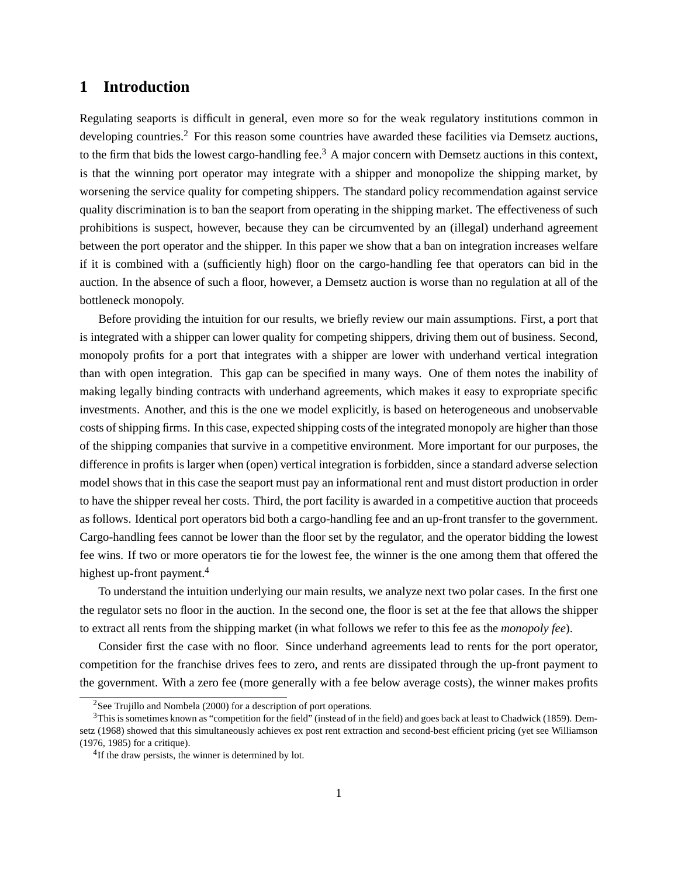# 1 Introduction

Regulating seaports is difficult in general, even more so for the weak regulatory institutions common in developing countries.[2] For this reason some countries have awarded these facilities via Demsetz auctions, to the firm that bids the lowest cargo-handling fee.[3] A major concern with Demsetz auctions in this context, is that the winning port operator may integrate with a shipper and monopolize the shipping market, by worsening the service quality for competing shippers. The standard policy recommendation against service quality discrimination is to ban the seaport from operating in the shipping market. The effectiveness of such prohibitions is suspect, however, because they can be circumvented by an (illegal) underhand agreement between the port operator and the shipper. In this paper we show that a ban on integration increases welfare if it is combined with a (sufficiently high) floor on the cargo-handling fee that operators can bid in the auction. In the absence of such a floor, however, a Demsetz auction is worse than no regulation at all of the bottleneck monopoly.

Before providing the intuition for our results, we briefly review our main assumptions. First, a port that is integrated with a shipper can lower quality for competing shippers, driving them out of business. Second, monopoly profits for a port that integrates with a shipper are lower with underhand vertical integration than with open integration. This gap can be specified in many ways. One of them notes the inability of making legally binding contracts with underhand agreements, which makes it easy to expropriate specific investments. Another, and this is the one we model explicitly, is based on heterogeneous and unobservable costs of shipping firms. In this case, expected shipping costs of the integrated monopoly are higher than those of the shipping companies that survive in a competitive environment. More important for our purposes, the difference in profits is larger when (open) vertical integration is forbidden, since a standard adverse selection model shows that in this case the seaport must pay an informational rent and must distort production in order to have the shipper reveal her costs. Third, the port facility is awarded in a competitive auction that proceeds as follows. Identical port operators bid both a cargo-handling fee and an up-front transfer to the government. Cargo-handling fees cannot be lower than the floor set by the regulator, and the operator bidding the lowest fee wins. If two or more operators tie for the lowest fee, the winner is the one among them that offered the highest up-front payment.[4]

To understand the intuition underlying our main results, we analyze next two polar cases. In the first one the regulator sets no floor in the auction. In the second one, the floor is set at the fee that allows the shipper to extract all rents from the shipping market (in what follows we refer to this fee as the *monopoly fee*).

Consider first the case with no floor. Since underhand agreements lead to rents for the port operator, competition for the franchise drives fees to zero, and rents are dissipated through the up-front payment to the government. With a zero fee (more generally with a fee below average costs), the winner makes profits

[2] See Trujillo and Nombela (2000) for a description of port operations.

[3] This is sometimes known as "competition for the field" (instead of in the field) and goes back at least to Chadwick (1859). Demsetz (1968) showed that this simultaneously achieves ex post rent extraction and second-best efficient pricing (yet see Williamson (1976, 1985) for a critique).

[4] If the draw persists, the winner is determined by lot.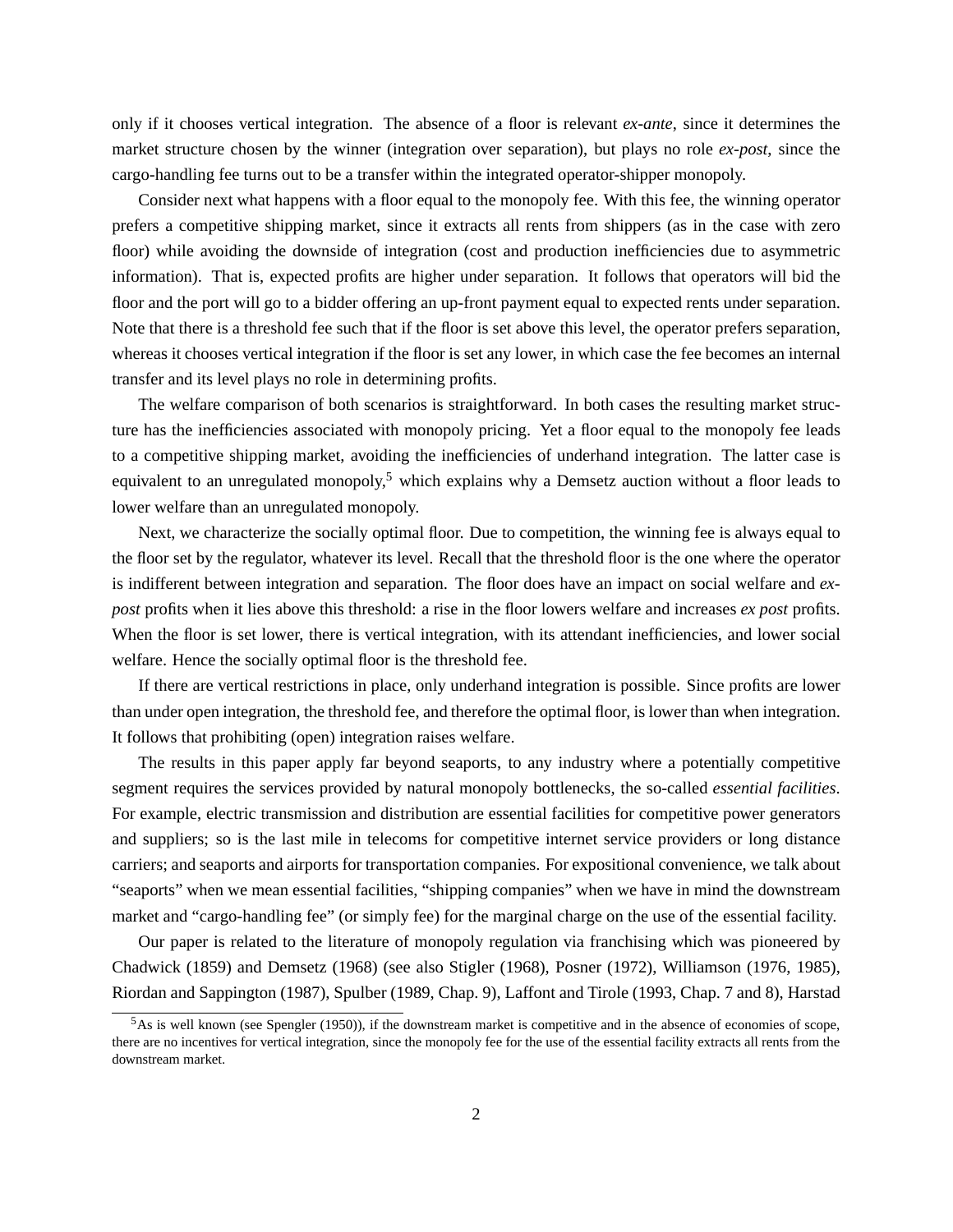only if it chooses vertical integration. The absence of a floor is relevant *ex-ante*, since it determines the market structure chosen by the winner (integration over separation), but plays no role *ex-post*, since the cargo-handling fee turns out to be a transfer within the integrated operator-shipper monopoly.

Consider next what happens with a floor equal to the monopoly fee. With this fee, the winning operator prefers a competitive shipping market, since it extracts all rents from shippers (as in the case with zero floor) while avoiding the downside of integration (cost and production inefficiencies due to asymmetric information). That is, expected profits are higher under separation. It follows that operators will bid the floor and the port will go to a bidder offering an up-front payment equal to expected rents under separation. Note that there is a threshold fee such that if the floor is set above this level, the operator prefers separation, whereas it chooses vertical integration if the floor is set any lower, in which case the fee becomes an internal transfer and its level plays no role in determining profits.

The welfare comparison of both scenarios is straightforward. In both cases the resulting market structure has the inefficiencies associated with monopoly pricing. Yet a floor equal to the monopoly fee leads to a competitive shipping market, avoiding the inefficiencies of underhand integration. The latter case is equivalent to an unregulated monopoly,[5] which explains why a Demsetz auction without a floor leads to lower welfare than an unregulated monopoly.

Next, we characterize the socially optimal floor. Due to competition, the winning fee is always equal to the floor set by the regulator, whatever its level. Recall that the threshold floor is the one where the operator is indifferent between integration and separation. The floor does have an impact on social welfare and *ex-post* profits when it lies above this threshold: a rise in the floor lowers welfare and increases *ex post* profits. When the floor is set lower, there is vertical integration, with its attendant inefficiencies, and lower social welfare. Hence the socially optimal floor is the threshold fee.

If there are vertical restrictions in place, only underhand integration is possible. Since profits are lower than under open integration, the threshold fee, and therefore the optimal floor, is lower than when integration. It follows that prohibiting (open) integration raises welfare.

The results in this paper apply far beyond seaports, to any industry where a potentially competitive segment requires the services provided by natural monopoly bottlenecks, the so-called *essential facilities*. For example, electric transmission and distribution are essential facilities for competitive power generators and suppliers; so is the last mile in telecoms for competitive internet service providers or long distance carriers; and seaports and airports for transportation companies. For expositional convenience, we talk about "seaports" when we mean essential facilities, "shipping companies" when we have in mind the downstream market and "cargo-handling fee" (or simply fee) for the marginal charge on the use of the essential facility.

Our paper is related to the literature of monopoly regulation via franchising which was pioneered by Chadwick (1859) and Demsetz (1968) (see also Stigler (1968), Posner (1972), Williamson (1976, 1985), Riordan and Sappington (1987), Spulber (1989, Chap. 9), Laffont and Tirole (1993, Chap. 7 and 8), Harstad

[5] As is well known (see Spengler (1950)), if the downstream market is competitive and in the absence of economies of scope, there are no incentives for vertical integration, since the monopoly fee for the use of the essential facility extracts all rents from the downstream market.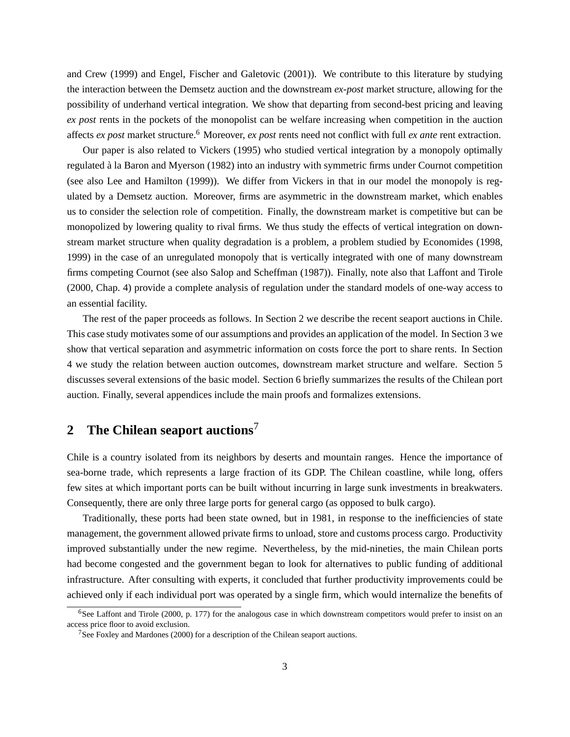and Crew (1999) and Engel, Fischer and Galetovic (2001)). We contribute to this literature by studying the interaction between the Demsetz auction and the downstream *ex-post* market structure, allowing for the possibility of underhand vertical integration. We show that departing from second-best pricing and leaving *ex post* rents in the pockets of the monopolist can be welfare increasing when competition in the auction affects *ex post* market structure.[6] Moreover, *ex post* rents need not conflict with full *ex ante* rent extraction.

Our paper is also related to Vickers (1995) who studied vertical integration by a monopoly optimally regulated à la Baron and Myerson (1982) into an industry with symmetric firms under Cournot competition (see also Lee and Hamilton (1999)). We differ from Vickers in that in our model the monopoly is regulated by a Demsetz auction. Moreover, firms are asymmetric in the downstream market, which enables us to consider the selection role of competition. Finally, the downstream market is competitive but can be monopolized by lowering quality to rival firms. We thus study the effects of vertical integration on downstream market structure when quality degradation is a problem, a problem studied by Economides (1998, 1999) in the case of an unregulated monopoly that is vertically integrated with one of many downstream firms competing Cournot (see also Salop and Scheffman (1987)). Finally, note also that Laffont and Tirole (2000, Chap. 4) provide a complete analysis of regulation under the standard models of one-way access to an essential facility.

The rest of the paper proceeds as follows. In Section 2 we describe the recent seaport auctions in Chile. This case study motivates some of our assumptions and provides an application of the model. In Section 3 we show that vertical separation and asymmetric information on costs force the port to share rents. In Section 4 we study the relation between auction outcomes, downstream market structure and welfare. Section 5 discusses several extensions of the basic model. Section 6 briefly summarizes the results of the Chilean port auction. Finally, several appendices include the main proofs and formalizes extensions.

## 2 The Chilean seaport auctions[7]

Chile is a country isolated from its neighbors by deserts and mountain ranges. Hence the importance of sea-borne trade, which represents a large fraction of its GDP. The Chilean coastline, while long, offers few sites at which important ports can be built without incurring in large sunk investments in breakwaters. Consequently, there are only three large ports for general cargo (as opposed to bulk cargo).

Traditionally, these ports had been state owned, but in 1981, in response to the inefficiencies of state management, the government allowed private firms to unload, store and customs process cargo. Productivity improved substantially under the new regime. Nevertheless, by the mid-nineties, the main Chilean ports had become congested and the government began to look for alternatives to public funding of additional infrastructure. After consulting with experts, it concluded that further productivity improvements could be achieved only if each individual port was operated by a single firm, which would internalize the benefits of

[6] See Laffont and Tirole (2000, p. 177) for the analogous case in which downstream competitors would prefer to insist on an access price floor to avoid exclusion.

[7] See Foxley and Mardones (2000) for a description of the Chilean seaport auctions.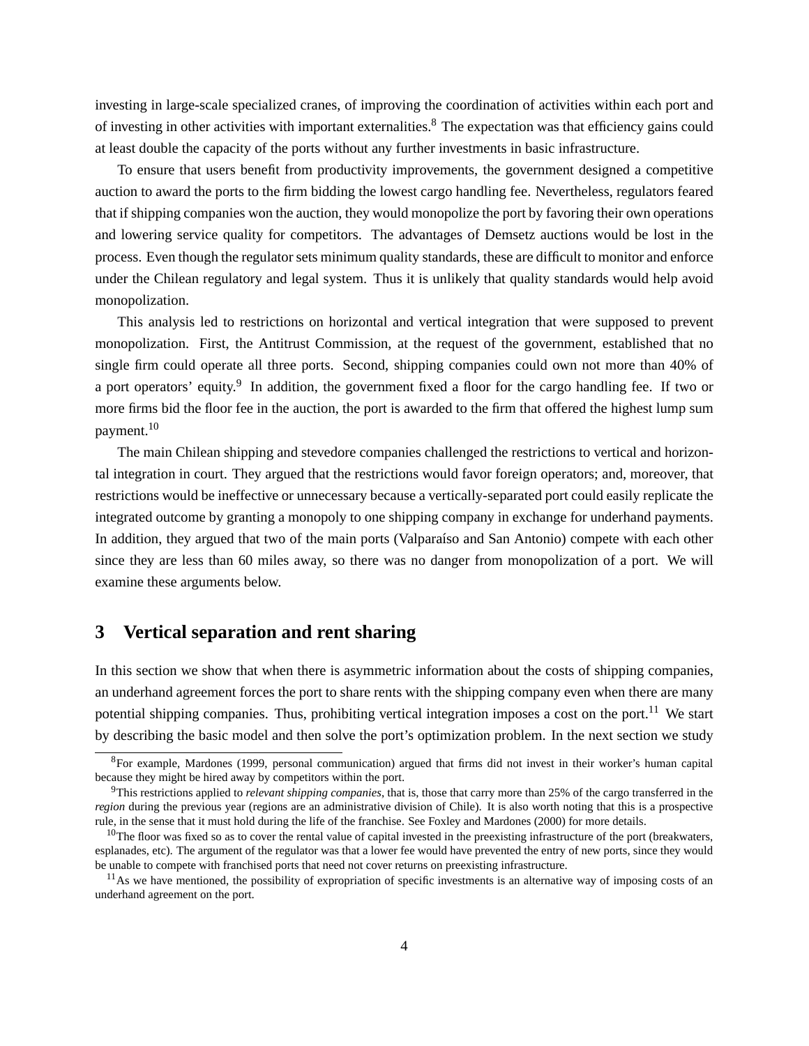investing in large-scale specialized cranes, of improving the coordination of activities within each port and of investing in other activities with important externalities.[8] The expectation was that efficiency gains could at least double the capacity of the ports without any further investments in basic infrastructure.

To ensure that users benefit from productivity improvements, the government designed a competitive auction to award the ports to the firm bidding the lowest cargo handling fee. Nevertheless, regulators feared that if shipping companies won the auction, they would monopolize the port by favoring their own operations and lowering service quality for competitors. The advantages of Demsetz auctions would be lost in the process. Even though the regulator sets minimum quality standards, these are difficult to monitor and enforce under the Chilean regulatory and legal system. Thus it is unlikely that quality standards would help avoid monopolization.

This analysis led to restrictions on horizontal and vertical integration that were supposed to prevent monopolization. First, the Antitrust Commission, at the request of the government, established that no single firm could operate all three ports. Second, shipping companies could own not more than 40% of a port operators' equity.[9] In addition, the government fixed a floor for the cargo handling fee. If two or more firms bid the floor fee in the auction, the port is awarded to the firm that offered the highest lump sum payment.[10]

The main Chilean shipping and stevedore companies challenged the restrictions to vertical and horizontal integration in court. They argued that the restrictions would favor foreign operators; and, moreover, that restrictions would be ineffective or unnecessary because a vertically-separated port could easily replicate the integrated outcome by granting a monopoly to one shipping company in exchange for underhand payments. In addition, they argued that two of the main ports (Valparaíso and San Antonio) compete with each other since they are less than 60 miles away, so there was no danger from monopolization of a port. We will examine these arguments below.

## 3 Vertical separation and rent sharing

In this section we show that when there is asymmetric information about the costs of shipping companies, an underhand agreement forces the port to share rents with the shipping company even when there are many potential shipping companies. Thus, prohibiting vertical integration imposes a cost on the port.[11] We start by describing the basic model and then solve the port's optimization problem. In the next section we study

---

[8] For example, Mardones (1999, personal communication) argued that firms did not invest in their worker's human capital because they might be hired away by competitors within the port.

[9] This restrictions applied to *relevant shipping companies*, that is, those that carry more than 25% of the cargo transferred in the *region* during the previous year (regions are an administrative division of Chile). It is also worth noting that this is a prospective rule, in the sense that it must hold during the life of the franchise. See Foxley and Mardones (2000) for more details.

[10] The floor was fixed so as to cover the rental value of capital invested in the preexisting infrastructure of the port (breakwaters, esplanades, etc). The argument of the regulator was that a lower fee would have prevented the entry of new ports, since they would be unable to compete with franchised ports that need not cover returns on preexisting infrastructure.

[11] As we have mentioned, the possibility of expropriation of specific investments is an alternative way of imposing costs of an underhand agreement on the port.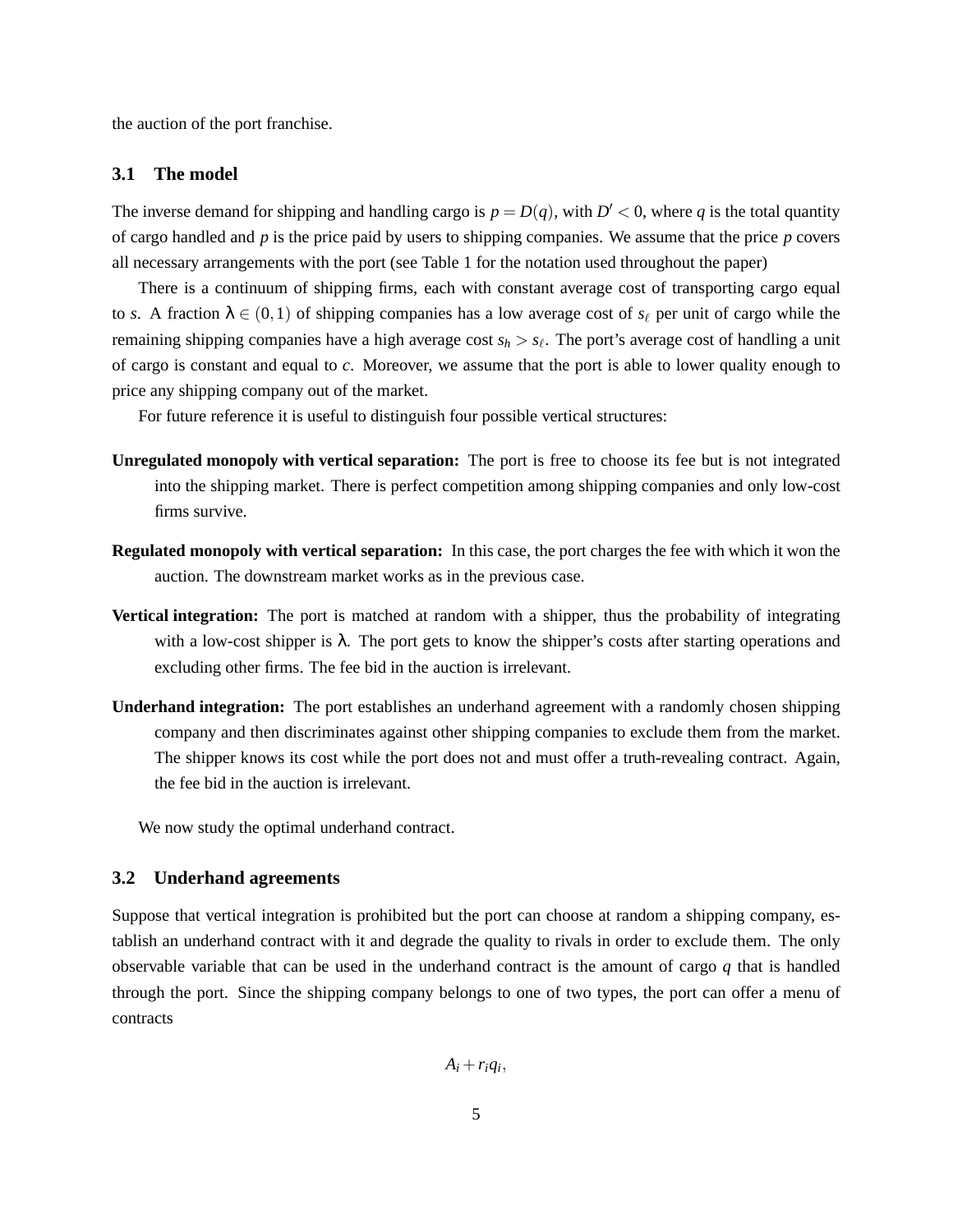the auction of the port franchise.

### 3.1 The model

The inverse demand for shipping and handling cargo is $p = D(q)$, with $D' < 0$, where $q$ is the total quantity of cargo handled and $p$ is the price paid by users to shipping companies. We assume that the price $p$ covers all necessary arrangements with the port (see Table 1 for the notation used throughout the paper)

There is a continuum of shipping firms, each with constant average cost of transporting cargo equal to $s$. A fraction $\lambda \in (0,1)$ of shipping companies has a low average cost of $s_\ell$ per unit of cargo while the remaining shipping companies have a high average cost $s_h > s_\ell$. The port's average cost of handling a unit of cargo is constant and equal to $c$. Moreover, we assume that the port is able to lower quality enough to price any shipping company out of the market.

For future reference it is useful to distinguish four possible vertical structures:

**Unregulated monopoly with vertical separation:** The port is free to choose its fee but is not integrated into the shipping market. There is perfect competition among shipping companies and only low-cost firms survive.

**Regulated monopoly with vertical separation:** In this case, the port charges the fee with which it won the auction. The downstream market works as in the previous case.

**Vertical integration:** The port is matched at random with a shipper, thus the probability of integrating with a low-cost shipper is $\lambda$. The port gets to know the shipper's costs after starting operations and excluding other firms. The fee bid in the auction is irrelevant.

**Underhand integration:** The port establishes an underhand agreement with a randomly chosen shipping company and then discriminates against other shipping companies to exclude them from the market. The shipper knows its cost while the port does not and must offer a truth-revealing contract. Again, the fee bid in the auction is irrelevant.

We now study the optimal underhand contract.

### 3.2 Underhand agreements

Suppose that vertical integration is prohibited but the port can choose at random a shipping company, establish an underhand contract with it and degrade the quality to rivals in order to exclude them. The only observable variable that can be used in the underhand contract is the amount of cargo $q$ that is handled through the port. Since the shipping company belongs to one of two types, the port can offer a menu of contracts

$$A_i + r_i q_i,$$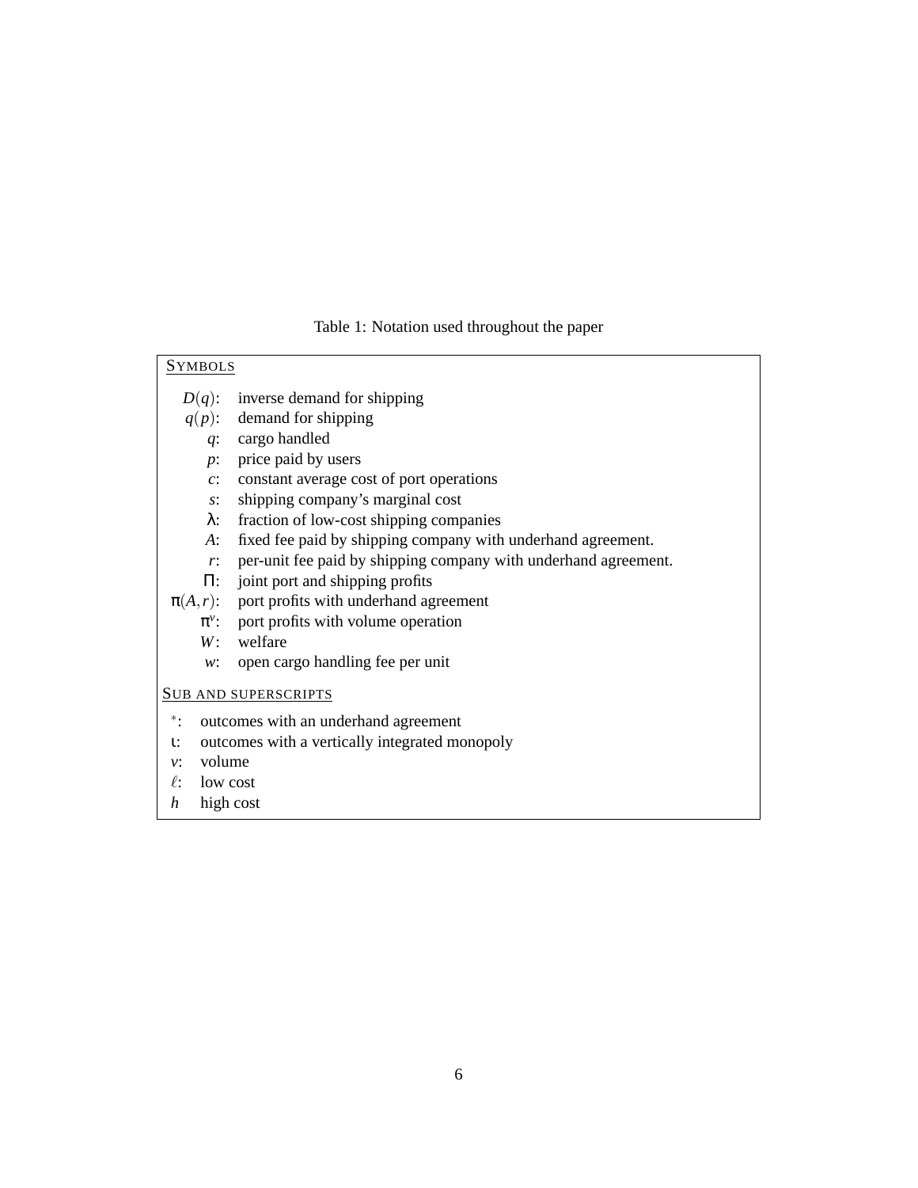Table 1: Notation used throughout the paper

**SYMBOLS**

| Symbol | Description |
| --- | --- |
| $D(q)$: | inverse demand for shipping |
| $q(p)$: | demand for shipping |
| $q$: | cargo handled |
| $p$: | price paid by users |
| $c$: | constant average cost of port operations |
| $s$: | shipping company's marginal cost |
| $\lambda$: | fraction of low-cost shipping companies |
| $A$: | fixed fee paid by shipping company with underhand agreement. |
| $r$: | per-unit fee paid by shipping company with underhand agreement. |
| $\Pi$: | joint port and shipping profits |
| $\pi(A,r)$: | port profits with underhand agreement |
| $\pi^v$: | port profits with volume operation |
| $W$: | welfare |
| $w$: | open cargo handling fee per unit |

**SUB AND SUPERSCRIPTS**

| Symbol | Description |
| --- | --- |
| $^*$: | outcomes with an underhand agreement |
| $\iota$: | outcomes with a vertically integrated monopoly |
| $v$: | volume |
| $\ell$: | low cost |
| $h$ | high cost |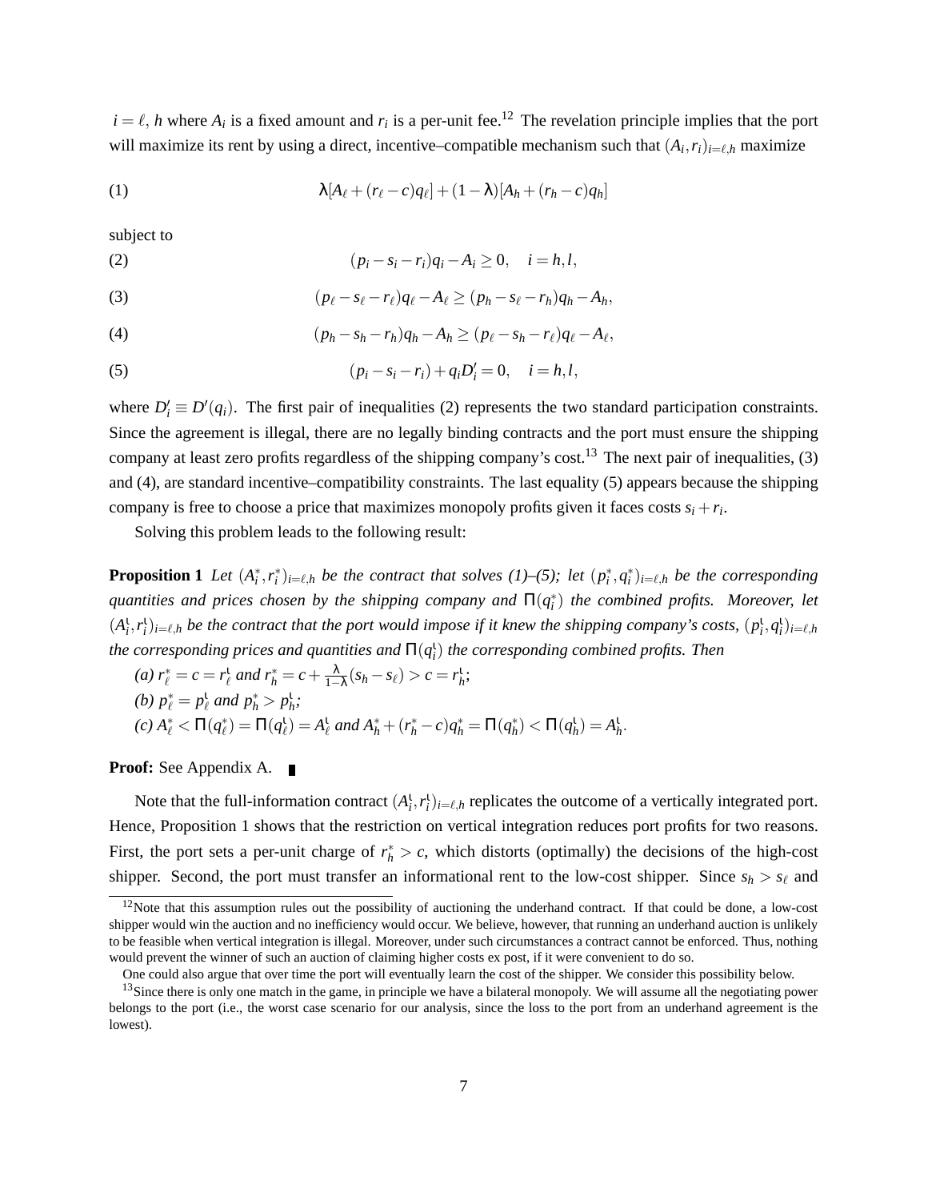$i = \ell, h$ where $A_i$ is a fixed amount and $r_i$ is a per-unit fee.[12] The revelation principle implies that the port will maximize its rent by using a direct, incentive–compatible mechanism such that $(A_i, r_i)_{i=\ell,h}$ maximize

$$\lambda[A_\ell + (r_\ell - c)q_\ell] + (1-\lambda)[A_h + (r_h - c)q_h] \tag{1}$$

subject to

$$(p_i - s_i - r_i)q_i - A_i \geq 0, \quad i = h, l, \tag{2}$$

$$(p_\ell - s_\ell - r_\ell)q_\ell - A_\ell \geq (p_h - s_\ell - r_h)q_h - A_h, \tag{3}$$

$$(p_h - s_h - r_h)q_h - A_h \geq (p_\ell - s_h - r_\ell)q_\ell - A_\ell, \tag{4}$$

$$(p_i - s_i - r_i) + q_i D'_i = 0, \quad i = h, l, \tag{5}$$

where $D'_i \equiv D'(q_i)$. The first pair of inequalities (2) represents the two standard participation constraints. Since the agreement is illegal, there are no legally binding contracts and the port must ensure the shipping company at least zero profits regardless of the shipping company's cost.[13] The next pair of inequalities, (3) and (4), are standard incentive–compatibility constraints. The last equality (5) appears because the shipping company is free to choose a price that maximizes monopoly profits given it faces costs $s_i + r_i$.

Solving this problem leads to the following result:

**Proposition 1** *Let $(A_i^*, r_i^*)_{i=\ell,h}$ be the contract that solves (1)–(5); let $(p_i^*, q_i^*)_{i=\ell,h}$ be the corresponding quantities and prices chosen by the shipping company and $\Pi(q_i^*)$ the combined profits. Moreover, let $(A_i^\natural, r_i^\natural)_{i=\ell,h}$ be the contract that the port would impose if it knew the shipping company's costs, $(p_i^\natural, q_i^\natural)_{i=\ell,h}$ the corresponding prices and quantities and $\Pi(q_i^\natural)$ the corresponding combined profits. Then*

*(a) $r_\ell^* = c = r_\ell^\natural$ and $r_h^* = c + \frac{\lambda}{1-\lambda}(s_h - s_\ell) > c = r_h^\natural$;*

*(b) $p_\ell^* = p_\ell^\natural$ and $p_h^* > p_h^\natural$;*

*(c) $A_\ell^* < \Pi(q_\ell^*) = \Pi(q_\ell^\natural) = A_\ell^\natural$ and $A_h^* + (r_h^* - c)q_h^* = \Pi(q_h^*) < \Pi(q_h^\natural) = A_h^\natural$.*

**Proof:** See Appendix A. ∎

Note that the full-information contract $(A_i^\natural, r_i^\natural)_{i=\ell,h}$ replicates the outcome of a vertically integrated port. Hence, Proposition 1 shows that the restriction on vertical integration reduces port profits for two reasons. First, the port sets a per-unit charge of $r_h^* > c$, which distorts (optimally) the decisions of the high-cost shipper. Second, the port must transfer an informational rent to the low-cost shipper. Since $s_h > s_\ell$ and

[12] Note that this assumption rules out the possibility of auctioning the underhand contract. If that could be done, a low-cost shipper would win the auction and no inefficiency would occur. We believe, however, that running an underhand auction is unlikely to be feasible when vertical integration is illegal. Moreover, under such circumstances a contract cannot be enforced. Thus, nothing would prevent the winner of such an auction of claiming higher costs ex post, if it were convenient to do so.

One could also argue that over time the port will eventually learn the cost of the shipper. We consider this possibility below.

[13] Since there is only one match in the game, in principle we have a bilateral monopoly. We will assume all the negotiating power belongs to the port (i.e., the worst case scenario for our analysis, since the loss to the port from an underhand agreement is the lowest).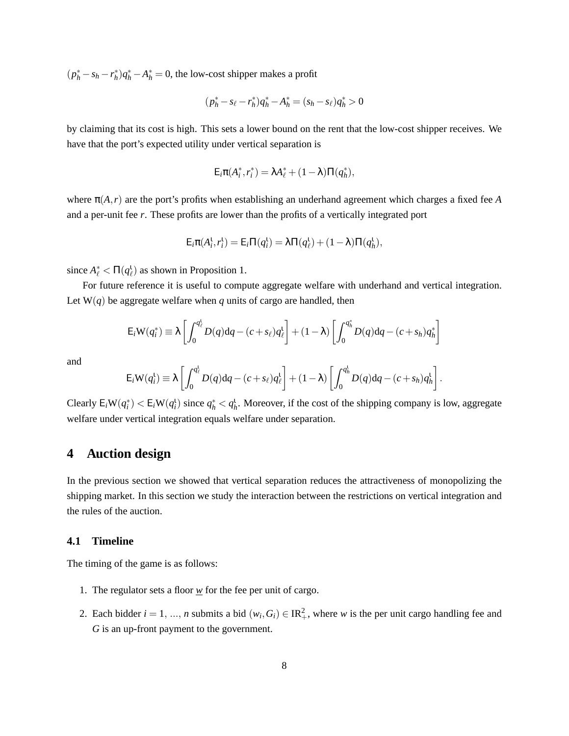$(p_h^* - s_h - r_h^*)q_h^* - A_h^* = 0$, the low-cost shipper makes a profit

$$(p_h^* - s_\ell - r_h^*)q_h^* - A_h^* = (s_h - s_\ell)q_h^* > 0$$

by claiming that its cost is high. This sets a lower bound on the rent that the low-cost shipper receives. We have that the port's expected utility under vertical separation is

$$\mathsf{E}_i\pi(A_i^*, r_i^*) = \lambda A_\ell^* + (1-\lambda)\Pi(q_h^*),$$

where $\pi(A, r)$ are the port's profits when establishing an underhand agreement which charges a fixed fee $A$ and a per-unit fee $r$. These profits are lower than the profits of a vertically integrated port

$$\mathsf{E}_i\pi(A_i^\mathfrak{l}, r_i^\mathfrak{l}) = \mathsf{E}_i\Pi(q_i^\mathfrak{l}) = \lambda\Pi(q_\ell^\mathfrak{l}) + (1-\lambda)\Pi(q_h^\mathfrak{l}),$$

since $A_\ell^* < \Pi(q_\ell^\mathfrak{l})$ as shown in Proposition 1.

For future reference it is useful to compute aggregate welfare with underhand and vertical integration. Let $\mathrm{W}(q)$ be aggregate welfare when $q$ units of cargo are handled, then

$$\mathsf{E}_i\mathrm{W}(q_i^*) \equiv \lambda\left[\int_0^{q_\ell^\mathfrak{l}} D(q)\mathrm{d}q - (c+s_\ell)q_\ell^\mathfrak{l}\right] + (1-\lambda)\left[\int_0^{q_h^*} D(q)\mathrm{d}q - (c+s_h)q_h^*\right]$$

and

$$\mathsf{E}_i\mathrm{W}(q_i^\mathfrak{l}) \equiv \lambda\left[\int_0^{q_\ell^\mathfrak{l}} D(q)\mathrm{d}q - (c+s_\ell)q_\ell^\mathfrak{l}\right] + (1-\lambda)\left[\int_0^{q_h^\mathfrak{l}} D(q)\mathrm{d}q - (c+s_h)q_h^\mathfrak{l}\right].$$

Clearly $\mathsf{E}_i\mathrm{W}(q_i^*) < \mathsf{E}_i\mathrm{W}(q_i^\mathfrak{l})$ since $q_h^* < q_h^\mathfrak{l}$. Moreover, if the cost of the shipping company is low, aggregate welfare under vertical integration equals welfare under separation.

# 4 Auction design

In the previous section we showed that vertical separation reduces the attractiveness of monopolizing the shipping market. In this section we study the interaction between the restrictions on vertical integration and the rules of the auction.

## 4.1 Timeline

The timing of the game is as follows:

1. The regulator sets a floor $\underline{w}$ for the fee per unit of cargo.
2. Each bidder $i = 1, \ldots, n$ submits a bid $(w_i, G_i) \in \mathrm{IR}_+^2$, where $w$ is the per unit cargo handling fee and $G$ is an up-front payment to the government.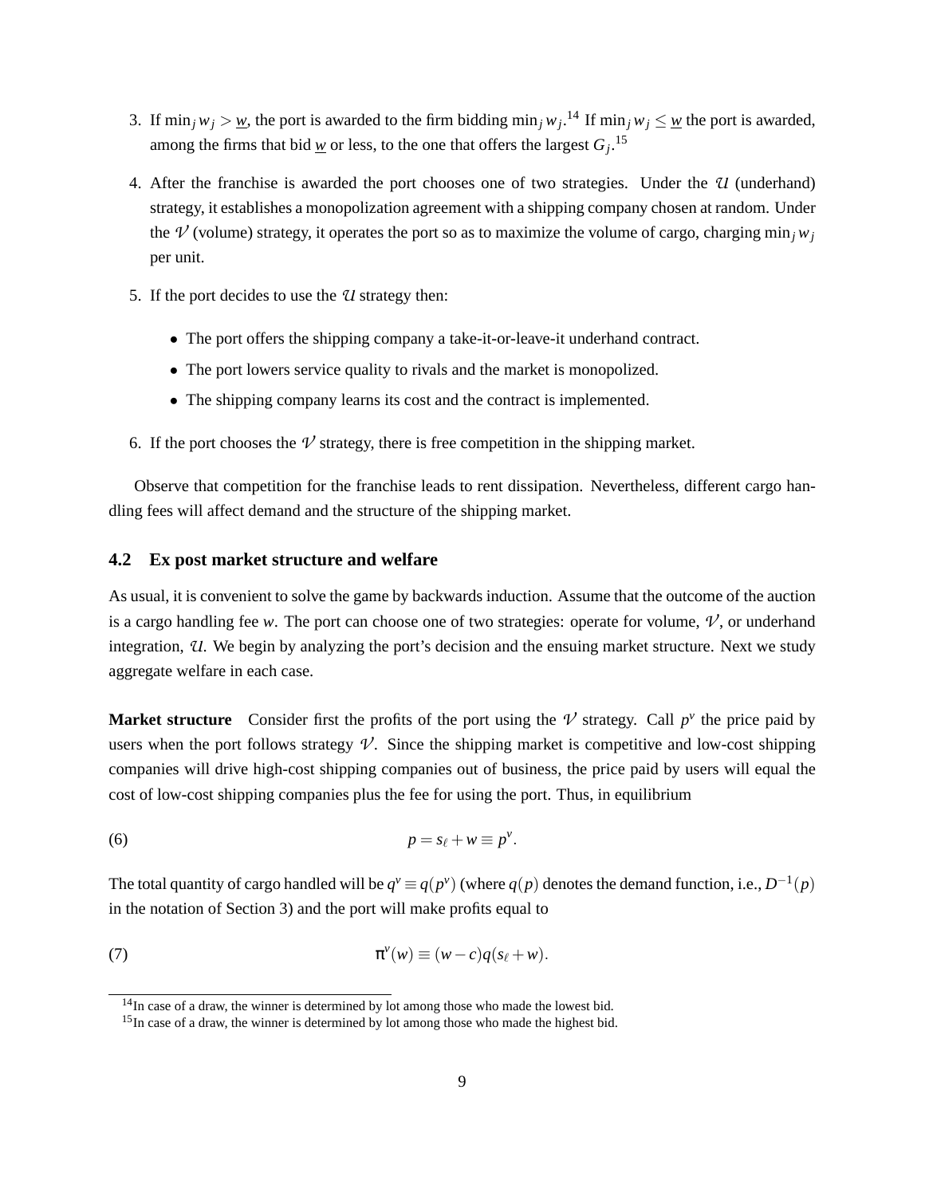3. If $\min_j w_j > \underline{w}$, the port is awarded to the firm bidding $\min_j w_j$.[14] If $\min_j w_j \leq \underline{w}$ the port is awarded, among the firms that bid $\underline{w}$ or less, to the one that offers the largest $G_j$.[15]

4. After the franchise is awarded the port chooses one of two strategies. Under the $\mathcal{U}$ (underhand) strategy, it establishes a monopolization agreement with a shipping company chosen at random. Under the $\mathcal{V}$ (volume) strategy, it operates the port so as to maximize the volume of cargo, charging $\min_j w_j$ per unit.

5. If the port decides to use the $\mathcal{U}$ strategy then:

   - The port offers the shipping company a take-it-or-leave-it underhand contract.
   - The port lowers service quality to rivals and the market is monopolized.
   - The shipping company learns its cost and the contract is implemented.

6. If the port chooses the $\mathcal{V}$ strategy, there is free competition in the shipping market.

Observe that competition for the franchise leads to rent dissipation. Nevertheless, different cargo handling fees will affect demand and the structure of the shipping market.

### 4.2 Ex post market structure and welfare

As usual, it is convenient to solve the game by backwards induction. Assume that the outcome of the auction is a cargo handling fee $w$. The port can choose one of two strategies: operate for volume, $\mathcal{V}$, or underhand integration, $\mathcal{U}$. We begin by analyzing the port's decision and the ensuing market structure. Next we study aggregate welfare in each case.

**Market structure** Consider first the profits of the port using the $\mathcal{V}$ strategy. Call $p^v$ the price paid by users when the port follows strategy $\mathcal{V}$. Since the shipping market is competitive and low-cost shipping companies will drive high-cost shipping companies out of business, the price paid by users will equal the cost of low-cost shipping companies plus the fee for using the port. Thus, in equilibrium

$$p = s_\ell + w \equiv p^v. \tag{6}$$

The total quantity of cargo handled will be $q^v \equiv q(p^v)$ (where $q(p)$ denotes the demand function, i.e., $D^{-1}(p)$ in the notation of Section 3) and the port will make profits equal to

$$\pi^v(w) \equiv (w - c)q(s_\ell + w). \tag{7}$$

[14] In case of a draw, the winner is determined by lot among those who made the lowest bid.

[15] In case of a draw, the winner is determined by lot among those who made the highest bid.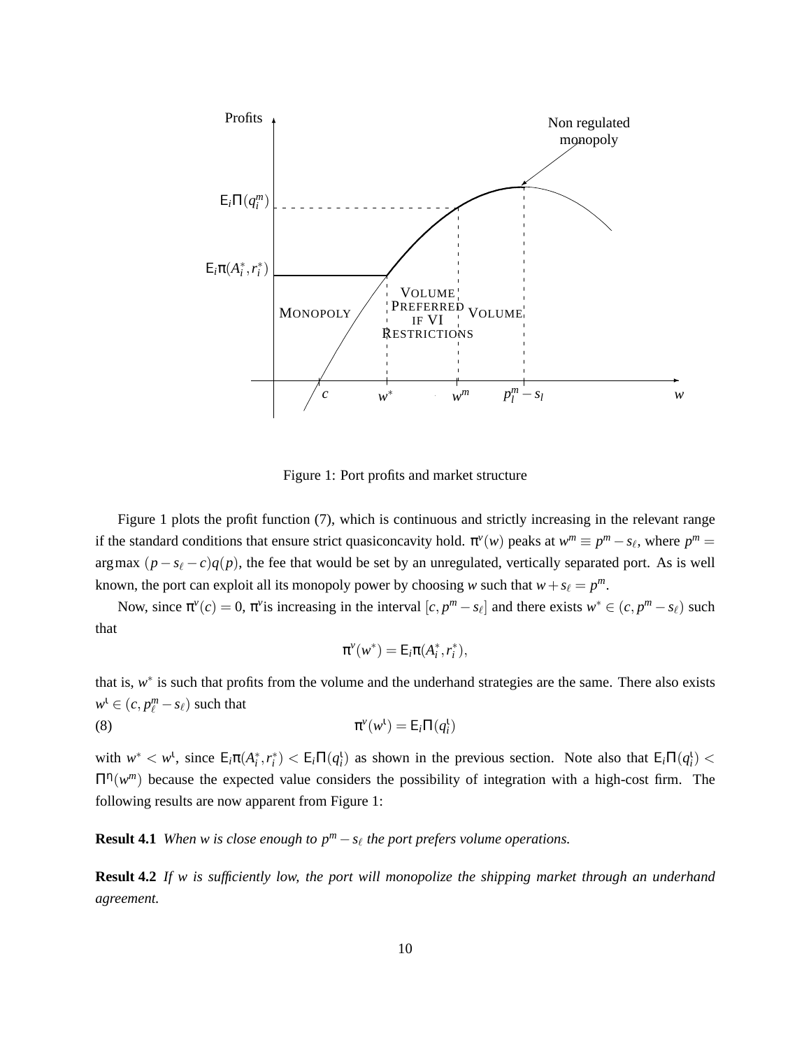Figure 1: Port profits and market structure

Figure 1 plots the profit function (7), which is continuous and strictly increasing in the relevant range if the standard conditions that ensure strict quasiconcavity hold. $\pi^v(w)$ peaks at $w^m \equiv p^m - s_\ell$, where $p^m = \arg\max\ (p - s_\ell - c)q(p)$, the fee that would be set by an unregulated, vertically separated port. As is well known, the port can exploit all its monopoly power by choosing $w$ such that $w + s_\ell = p^m$.

Now, since $\pi^v(c) = 0$, $\pi^v$is increasing in the interval $[c, p^m - s_\ell]$ and there exists $w^* \in (c, p^m - s_\ell)$ such that

$$\pi^v(w^*) = \mathsf{E}_i\pi(A_i^*, r_i^*),$$

that is, $w^*$ is such that profits from the volume and the underhand strategies are the same. There also exists $w^\iota \in (c, p_\ell^m - s_\ell)$ such that

$$\pi^v(w^\iota) = \mathsf{E}_i\Pi(q_i^\iota) \tag{8}$$

with $w^* < w^\iota$, since $\mathsf{E}_i\pi(A_i^*, r_i^*) < \mathsf{E}_i\Pi(q_i^\iota)$ as shown in the previous section. Note also that $\mathsf{E}_i\Pi(q_i^\iota) < \Pi^\eta(w^m)$ because the expected value considers the possibility of integration with a high-cost firm. The following results are now apparent from Figure 1:

**Result 4.1** *When w is close enough to $p^m - s_\ell$ the port prefers volume operations.*

**Result 4.2** *If w is sufficiently low, the port will monopolize the shipping market through an underhand agreement.*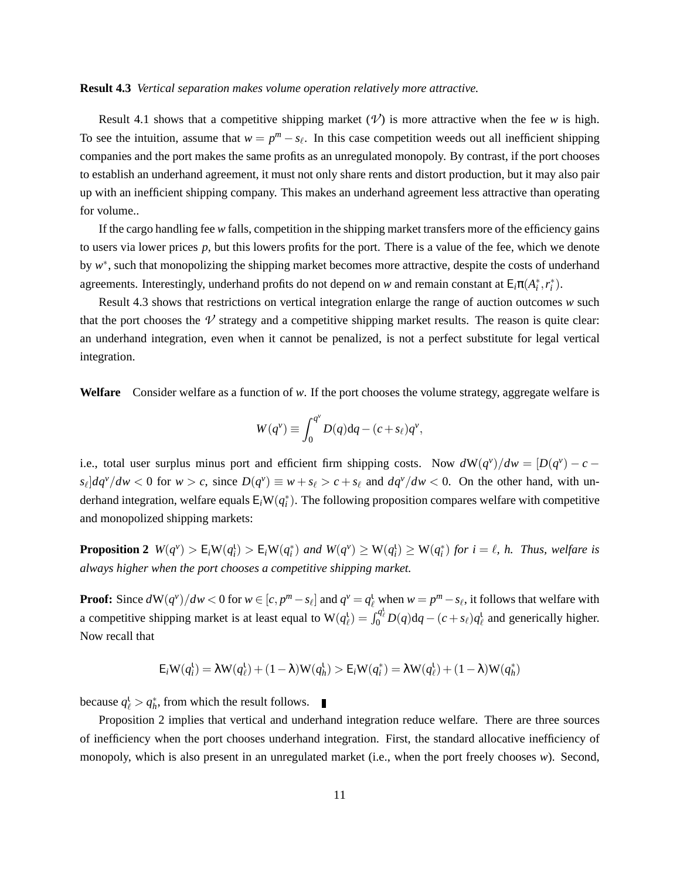**Result 4.3** *Vertical separation makes volume operation relatively more attractive.*

Result 4.1 shows that a competitive shipping market ($\mathcal{V}$) is more attractive when the fee $w$ is high. To see the intuition, assume that $w = p^m - s_\ell$. In this case competition weeds out all inefficient shipping companies and the port makes the same profits as an unregulated monopoly. By contrast, if the port chooses to establish an underhand agreement, it must not only share rents and distort production, but it may also pair up with an inefficient shipping company. This makes an underhand agreement less attractive than operating for volume..

If the cargo handling fee $w$ falls, competition in the shipping market transfers more of the efficiency gains to users via lower prices $p$, but this lowers profits for the port. There is a value of the fee, which we denote by $w^*$, such that monopolizing the shipping market becomes more attractive, despite the costs of underhand agreements. Interestingly, underhand profits do not depend on $w$ and remain constant at $\mathsf{E}_i\pi(A_i^*, r_i^*)$.

Result 4.3 shows that restrictions on vertical integration enlarge the range of auction outcomes $w$ such that the port chooses the $\mathcal{V}$ strategy and a competitive shipping market results. The reason is quite clear: an underhand integration, even when it cannot be penalized, is not a perfect substitute for legal vertical integration.

**Welfare** Consider welfare as a function of $w$. If the port chooses the volume strategy, aggregate welfare is

$$W(q^v) \equiv \int_0^{q^v} D(q)\mathrm{d}q - (c + s_\ell)q^v,$$

i.e., total user surplus minus port and efficient firm shipping costs. Now $d\mathrm{W}(q^v)/dw = [D(q^v) - c - s_\ell]dq^v/dw < 0$ for $w > c$, since $D(q^v) \equiv w + s_\ell > c + s_\ell$ and $dq^v/dw < 0$. On the other hand, with underhand integration, welfare equals $\mathsf{E}_i\mathrm{W}(q_i^*)$. The following proposition compares welfare with competitive and monopolized shipping markets:

**Proposition 2** $W(q^v) > \mathsf{E}_i\mathrm{W}(q_i^\iota) > \mathsf{E}_i\mathrm{W}(q_i^*)$ *and* $W(q^v) \geq \mathrm{W}(q_i^\iota) \geq \mathrm{W}(q_i^*)$ *for* $i = \ell$, $h$. *Thus, welfare is always higher when the port chooses a competitive shipping market.*

**Proof:** Since $d\mathrm{W}(q^v)/dw < 0$ for $w \in [c, p^m - s_\ell]$ and $q^v = q_\ell^\iota$ when $w = p^m - s_\ell$, it follows that welfare with a competitive shipping market is at least equal to $\mathrm{W}(q_\ell^\iota) = \int_0^{q_\ell^\iota} D(q)\mathrm{d}q - (c + s_\ell)q_\ell^\iota$ and generically higher. Now recall that

$$\mathsf{E}_i\mathrm{W}(q_i^\iota) = \lambda\mathrm{W}(q_\ell^\iota) + (1 - \lambda)\mathrm{W}(q_h^\iota) > \mathsf{E}_i\mathrm{W}(q_i^*) = \lambda\mathrm{W}(q_\ell^\iota) + (1 - \lambda)\mathrm{W}(q_h^*)$$

because $q_\ell^\iota > q_h^*$, from which the result follows. ∎

Proposition 2 implies that vertical and underhand integration reduce welfare. There are three sources of inefficiency when the port chooses underhand integration. First, the standard allocative inefficiency of monopoly, which is also present in an unregulated market (i.e., when the port freely chooses $w$). Second,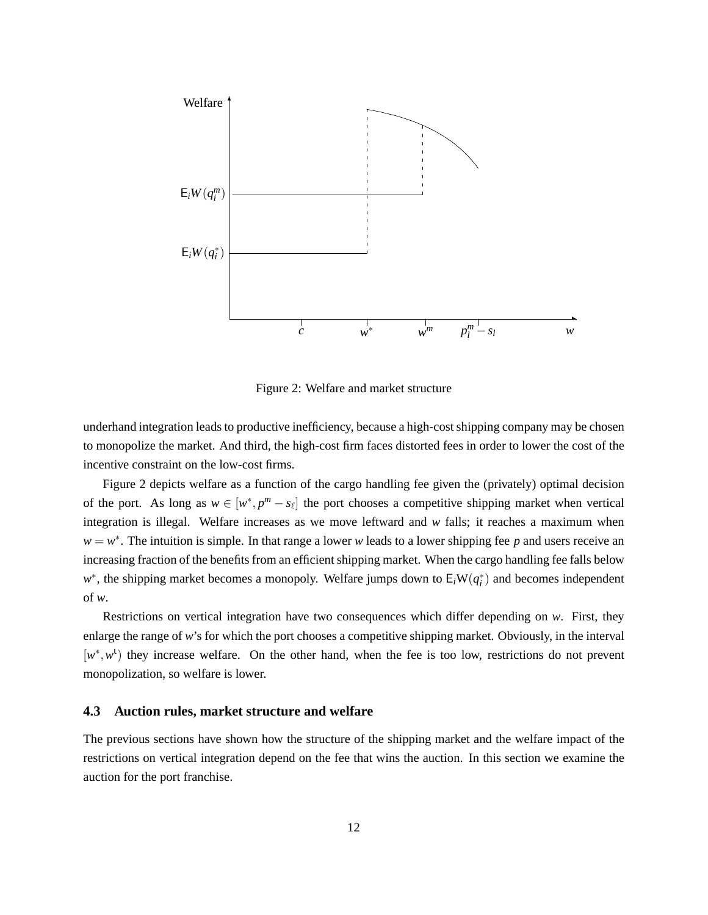Figure 2: Welfare and market structure

underhand integration leads to productive inefficiency, because a high-cost shipping company may be chosen to monopolize the market. And third, the high-cost firm faces distorted fees in order to lower the cost of the incentive constraint on the low-cost firms.

Figure 2 depicts welfare as a function of the cargo handling fee given the (privately) optimal decision of the port. As long as $w \in [w^*, p^m - s_\ell]$ the port chooses a competitive shipping market when vertical integration is illegal. Welfare increases as we move leftward and $w$ falls; it reaches a maximum when $w = w^*$. The intuition is simple. In that range a lower $w$ leads to a lower shipping fee $p$ and users receive an increasing fraction of the benefits from an efficient shipping market. When the cargo handling fee falls below $w^*$, the shipping market becomes a monopoly. Welfare jumps down to $\mathsf{E}_i\mathsf{W}(q_i^*)$ and becomes independent of $w$.

Restrictions on vertical integration have two consequences which differ depending on $w$. First, they enlarge the range of $w$'s for which the port chooses a competitive shipping market. Obviously, in the interval $[w^*, w^\iota)$ they increase welfare. On the other hand, when the fee is too low, restrictions do not prevent monopolization, so welfare is lower.

### 4.3 Auction rules, market structure and welfare

The previous sections have shown how the structure of the shipping market and the welfare impact of the restrictions on vertical integration depend on the fee that wins the auction. In this section we examine the auction for the port franchise.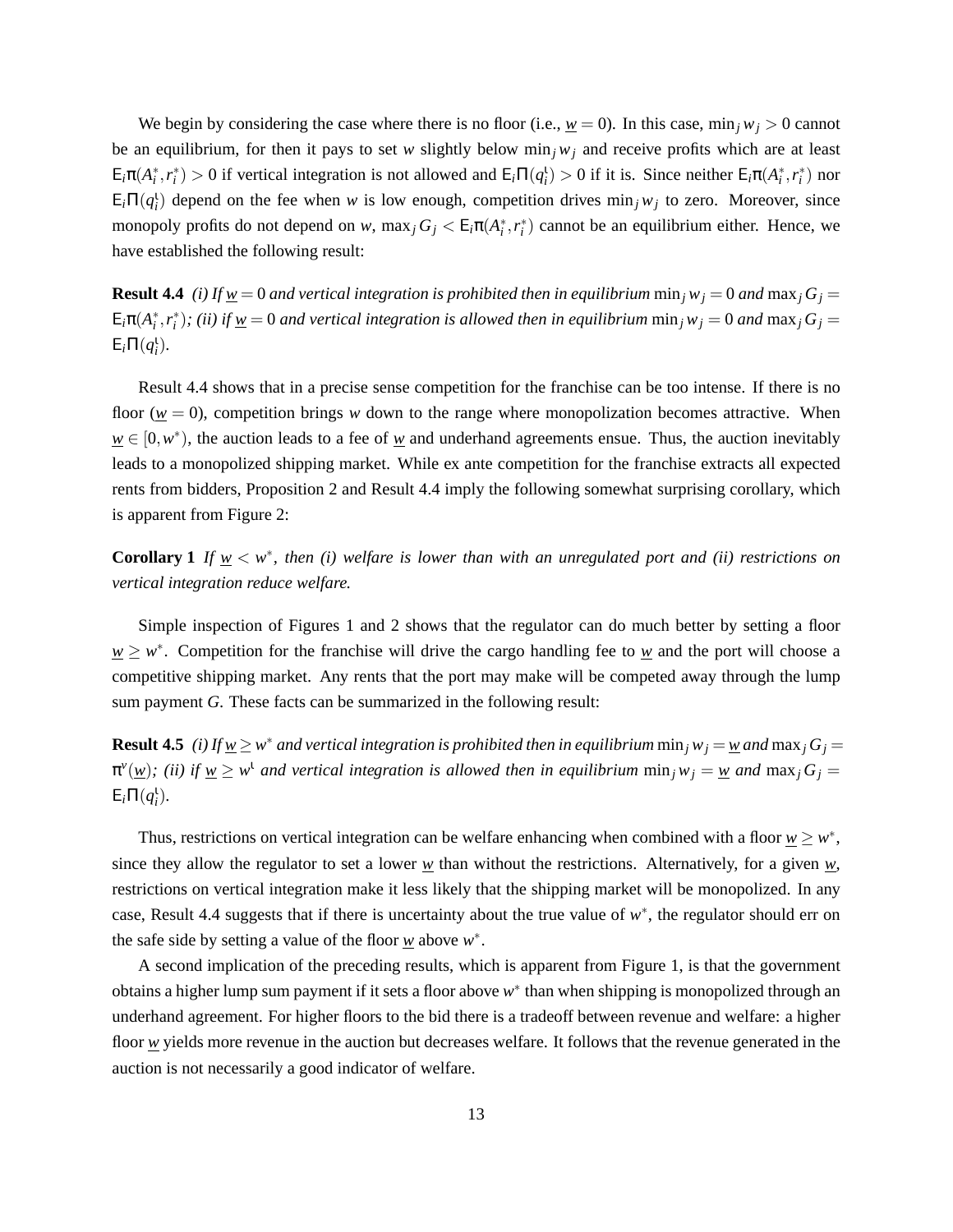We begin by considering the case where there is no floor (i.e., $\underline{w} = 0$). In this case, $\min_j w_j > 0$ cannot be an equilibrium, for then it pays to set $w$ slightly below $\min_j w_j$ and receive profits which are at least $\mathsf{E}_i\pi(A_i^*, r_i^*) > 0$ if vertical integration is not allowed and $\mathsf{E}_i\Pi(q_i^\iota) > 0$ if it is. Since neither $\mathsf{E}_i\pi(A_i^*, r_i^*)$ nor $\mathsf{E}_i\Pi(q_i^\iota)$ depend on the fee when $w$ is low enough, competition drives $\min_j w_j$ to zero. Moreover, since monopoly profits do not depend on $w$, $\max_j G_j < \mathsf{E}_i\pi(A_i^*, r_i^*)$ cannot be an equilibrium either. Hence, we have established the following result:

**Result 4.4** *(i) If $\underline{w} = 0$ and vertical integration is prohibited then in equilibrium $\min_j w_j = 0$ and $\max_j G_j = \mathsf{E}_i\pi(A_i^*, r_i^*)$; (ii) if $\underline{w} = 0$ and vertical integration is allowed then in equilibrium $\min_j w_j = 0$ and $\max_j G_j = \mathsf{E}_i\Pi(q_i^\iota)$.*

Result 4.4 shows that in a precise sense competition for the franchise can be too intense. If there is no floor ($\underline{w} = 0$), competition brings $w$ down to the range where monopolization becomes attractive. When $\underline{w} \in [0, w^*)$, the auction leads to a fee of $\underline{w}$ and underhand agreements ensue. Thus, the auction inevitably leads to a monopolized shipping market. While ex ante competition for the franchise extracts all expected rents from bidders, Proposition 2 and Result 4.4 imply the following somewhat surprising corollary, which is apparent from Figure 2:

**Corollary 1** *If $\underline{w} < w^*$, then (i) welfare is lower than with an unregulated port and (ii) restrictions on vertical integration reduce welfare.*

Simple inspection of Figures 1 and 2 shows that the regulator can do much better by setting a floor $\underline{w} \geq w^*$. Competition for the franchise will drive the cargo handling fee to $\underline{w}$ and the port will choose a competitive shipping market. Any rents that the port may make will be competed away through the lump sum payment $G$. These facts can be summarized in the following result:

**Result 4.5** *(i) If $\underline{w} \geq w^*$ and vertical integration is prohibited then in equilibrium $\min_j w_j = \underline{w}$ and $\max_j G_j = \pi^v(\underline{w})$; (ii) if $\underline{w} \geq w^\iota$ and vertical integration is allowed then in equilibrium $\min_j w_j = \underline{w}$ and $\max_j G_j = \mathsf{E}_i\Pi(q_i^\iota)$.*

Thus, restrictions on vertical integration can be welfare enhancing when combined with a floor $\underline{w} \geq w^*$, since they allow the regulator to set a lower $\underline{w}$ than without the restrictions. Alternatively, for a given $\underline{w}$, restrictions on vertical integration make it less likely that the shipping market will be monopolized. In any case, Result 4.4 suggests that if there is uncertainty about the true value of $w^*$, the regulator should err on the safe side by setting a value of the floor $\underline{w}$ above $w^*$.

A second implication of the preceding results, which is apparent from Figure 1, is that the government obtains a higher lump sum payment if it sets a floor above $w^*$ than when shipping is monopolized through an underhand agreement. For higher floors to the bid there is a tradeoff between revenue and welfare: a higher floor $\underline{w}$ yields more revenue in the auction but decreases welfare. It follows that the revenue generated in the auction is not necessarily a good indicator of welfare.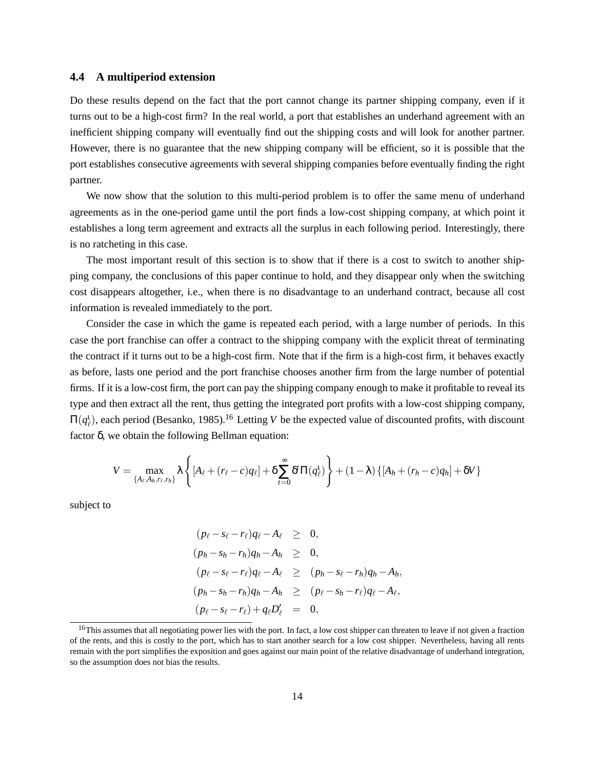### 4.4 A multiperiod extension

Do these results depend on the fact that the port cannot change its partner shipping company, even if it turns out to be a high-cost firm? In the real world, a port that establishes an underhand agreement with an inefficient shipping company will eventually find out the shipping costs and will look for another partner. However, there is no guarantee that the new shipping company will be efficient, so it is possible that the port establishes consecutive agreements with several shipping companies before eventually finding the right partner.

We now show that the solution to this multi-period problem is to offer the same menu of underhand agreements as in the one-period game until the port finds a low-cost shipping company, at which point it establishes a long term agreement and extracts all the surplus in each following period. Interestingly, there is no ratcheting in this case.

The most important result of this section is to show that if there is a cost to switch to another shipping company, the conclusions of this paper continue to hold, and they disappear only when the switching cost disappears altogether, i.e., when there is no disadvantage to an underhand contract, because all cost information is revealed immediately to the port.

Consider the case in which the game is repeated each period, with a large number of periods. In this case the port franchise can offer a contract to the shipping company with the explicit threat of terminating the contract if it turns out to be a high-cost firm. Note that if the firm is a high-cost firm, it behaves exactly as before, lasts one period and the port franchise chooses another firm from the large number of potential firms. If it is a low-cost firm, the port can pay the shipping company enough to make it profitable to reveal its type and then extract all the rent, thus getting the integrated port profits with a low-cost shipping company, $\Pi(q_\ell^\iota)$, each period (Besanko, 1985).[16] Letting $V$ be the expected value of discounted profits, with discount factor $\delta$, we obtain the following Bellman equation:

$$V = \max_{\{A_\ell, A_h, r_\ell, r_h\}} \lambda \left\{ [A_\ell + (r_\ell - c)q_\ell] + \delta \sum_{t=0}^{\infty} \delta^t \Pi(q_\ell^\iota) \right\} + (1-\lambda)\{[A_h + (r_h - c)q_h] + \delta V\}$$

subject to

$$\begin{aligned}
(p_\ell - s_\ell - r_\ell)q_\ell - A_\ell &\geq 0, \\
(p_h - s_h - r_h)q_h - A_h &\geq 0, \\
(p_\ell - s_\ell - r_\ell)q_\ell - A_\ell &\geq (p_h - s_\ell - r_h)q_h - A_h, \\
(p_h - s_h - r_h)q_h - A_h &\geq (p_\ell - s_h - r_\ell)q_\ell - A_\ell, \\
(p_\ell - s_\ell - r_\ell) + q_\ell D_\ell' &= 0,
\end{aligned}$$

[16] This assumes that all negotiating power lies with the port. In fact, a low cost shipper can threaten to leave if not given a fraction of the rents, and this is costly to the port, which has to start another search for a low cost shipper. Nevertheless, having all rents remain with the port simplifies the exposition and goes against our main point of the relative disadvantage of underhand integration, so the assumption does not bias the results.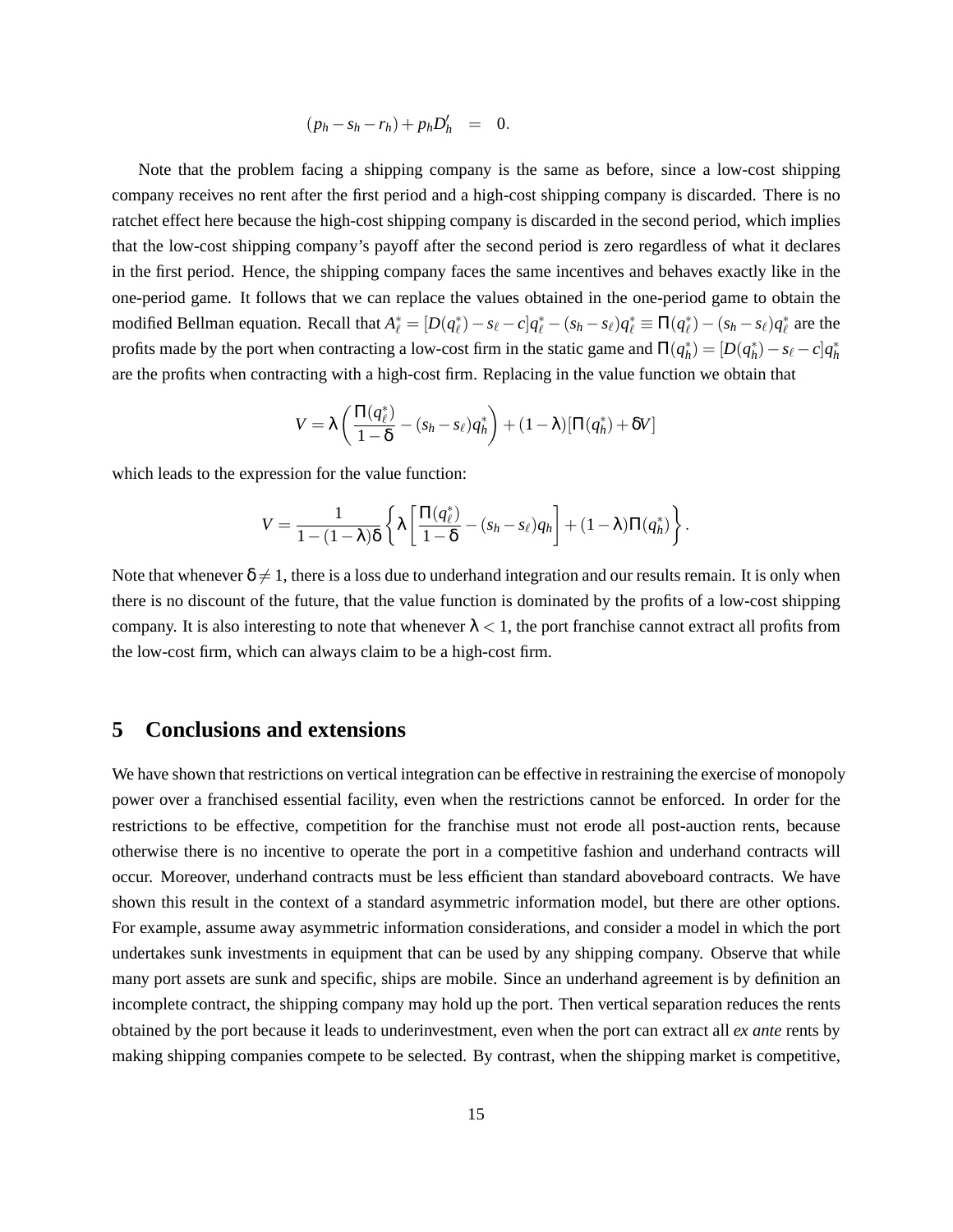$$(p_h - s_h - r_h) + p_h D_h' = 0.$$

Note that the problem facing a shipping company is the same as before, since a low-cost shipping company receives no rent after the first period and a high-cost shipping company is discarded. There is no ratchet effect here because the high-cost shipping company is discarded in the second period, which implies that the low-cost shipping company's payoff after the second period is zero regardless of what it declares in the first period. Hence, the shipping company faces the same incentives and behaves exactly like in the one-period game. It follows that we can replace the values obtained in the one-period game to obtain the modified Bellman equation. Recall that $A_\ell^* = [D(q_\ell^*) - s_\ell - c]q_\ell^* - (s_h - s_\ell)q_\ell^* \equiv \Pi(q_\ell^*) - (s_h - s_\ell)q_\ell^*$ are the profits made by the port when contracting a low-cost firm in the static game and $\Pi(q_h^*) = [D(q_h^*) - s_\ell - c]q_h^*$ are the profits when contracting with a high-cost firm. Replacing in the value function we obtain that

$$V = \lambda\left(\frac{\Pi(q_\ell^*)}{1-\delta} - (s_h - s_\ell)q_h^*\right) + (1-\lambda)[\Pi(q_h^*) + \delta V]$$

which leads to the expression for the value function:

$$V = \frac{1}{1-(1-\lambda)\delta}\left\{\lambda\left[\frac{\Pi(q_\ell^*)}{1-\delta} - (s_h - s_\ell)q_h\right] + (1-\lambda)\Pi(q_h^*)\right\}.$$

Note that whenever $\delta \neq 1$, there is a loss due to underhand integration and our results remain. It is only when there is no discount of the future, that the value function is dominated by the profits of a low-cost shipping company. It is also interesting to note that whenever $\lambda < 1$, the port franchise cannot extract all profits from the low-cost firm, which can always claim to be a high-cost firm.

## 5 Conclusions and extensions

We have shown that restrictions on vertical integration can be effective in restraining the exercise of monopoly power over a franchised essential facility, even when the restrictions cannot be enforced. In order for the restrictions to be effective, competition for the franchise must not erode all post-auction rents, because otherwise there is no incentive to operate the port in a competitive fashion and underhand contracts will occur. Moreover, underhand contracts must be less efficient than standard aboveboard contracts. We have shown this result in the context of a standard asymmetric information model, but there are other options. For example, assume away asymmetric information considerations, and consider a model in which the port undertakes sunk investments in equipment that can be used by any shipping company. Observe that while many port assets are sunk and specific, ships are mobile. Since an underhand agreement is by definition an incomplete contract, the shipping company may hold up the port. Then vertical separation reduces the rents obtained by the port because it leads to underinvestment, even when the port can extract all *ex ante* rents by making shipping companies compete to be selected. By contrast, when the shipping market is competitive,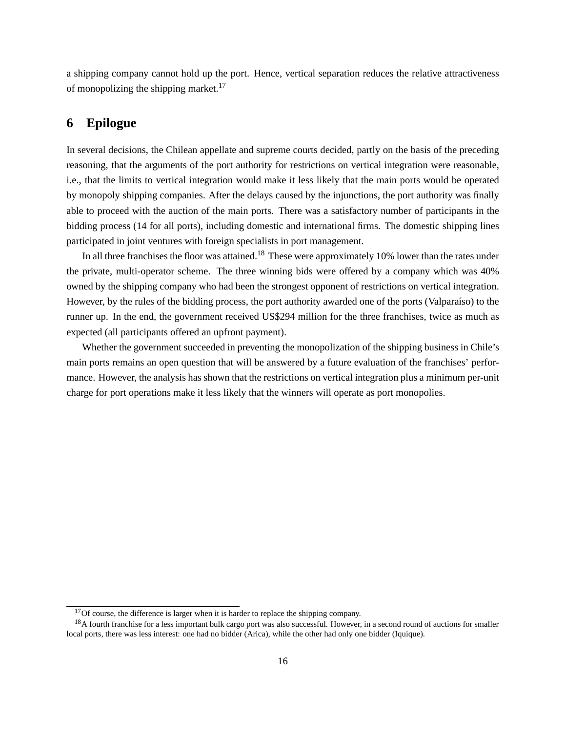a shipping company cannot hold up the port. Hence, vertical separation reduces the relative attractiveness of monopolizing the shipping market.[17]

## 6 Epilogue

In several decisions, the Chilean appellate and supreme courts decided, partly on the basis of the preceding reasoning, that the arguments of the port authority for restrictions on vertical integration were reasonable, i.e., that the limits to vertical integration would make it less likely that the main ports would be operated by monopoly shipping companies. After the delays caused by the injunctions, the port authority was finally able to proceed with the auction of the main ports. There was a satisfactory number of participants in the bidding process (14 for all ports), including domestic and international firms. The domestic shipping lines participated in joint ventures with foreign specialists in port management.

In all three franchises the floor was attained.[18] These were approximately 10% lower than the rates under the private, multi-operator scheme. The three winning bids were offered by a company which was 40% owned by the shipping company who had been the strongest opponent of restrictions on vertical integration. However, by the rules of the bidding process, the port authority awarded one of the ports (Valparaíso) to the runner up. In the end, the government received US$294 million for the three franchises, twice as much as expected (all participants offered an upfront payment).

Whether the government succeeded in preventing the monopolization of the shipping business in Chile's main ports remains an open question that will be answered by a future evaluation of the franchises' performance. However, the analysis has shown that the restrictions on vertical integration plus a minimum per-unit charge for port operations make it less likely that the winners will operate as port monopolies.

---

[17]Of course, the difference is larger when it is harder to replace the shipping company.

[18]A fourth franchise for a less important bulk cargo port was also successful. However, in a second round of auctions for smaller local ports, there was less interest: one had no bidder (Arica), while the other had only one bidder (Iquique).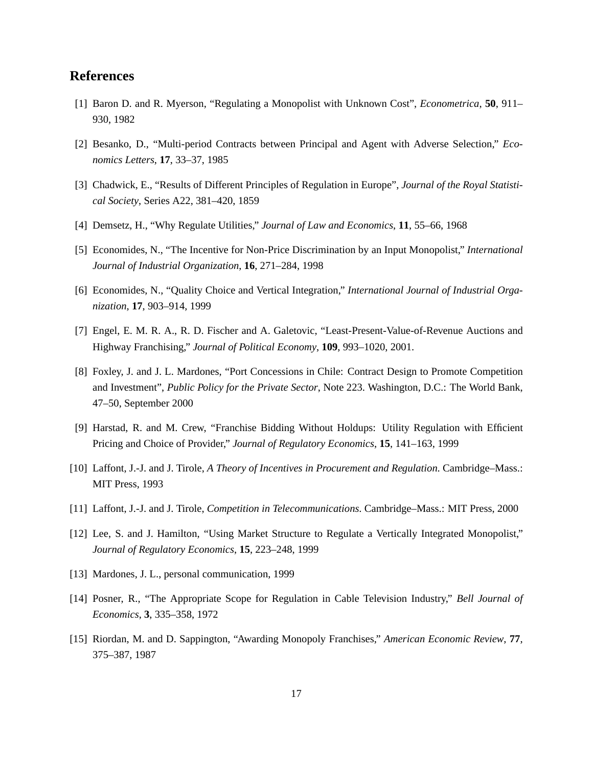## References

[1] Baron D. and R. Myerson, "Regulating a Monopolist with Unknown Cost", *Econometrica*, **50**, 911–930, 1982

[2] Besanko, D., "Multi-period Contracts between Principal and Agent with Adverse Selection," *Economics Letters*, **17**, 33–37, 1985

[3] Chadwick, E., "Results of Different Principles of Regulation in Europe", *Journal of the Royal Statistical Society*, Series A22, 381–420, 1859

[4] Demsetz, H., "Why Regulate Utilities," *Journal of Law and Economics*, **11**, 55–66, 1968

[5] Economides, N., "The Incentive for Non-Price Discrimination by an Input Monopolist," *International Journal of Industrial Organization*, **16**, 271–284, 1998

[6] Economides, N., "Quality Choice and Vertical Integration," *International Journal of Industrial Organization*, **17**, 903–914, 1999

[7] Engel, E. M. R. A., R. D. Fischer and A. Galetovic, "Least-Present-Value-of-Revenue Auctions and Highway Franchising," *Journal of Political Economy*, **109**, 993–1020, 2001.

[8] Foxley, J. and J. L. Mardones, "Port Concessions in Chile: Contract Design to Promote Competition and Investment", *Public Policy for the Private Sector*, Note 223. Washington, D.C.: The World Bank, 47–50, September 2000

[9] Harstad, R. and M. Crew, "Franchise Bidding Without Holdups: Utility Regulation with Efficient Pricing and Choice of Provider," *Journal of Regulatory Economics*, **15**, 141–163, 1999

[10] Laffont, J.-J. and J. Tirole, *A Theory of Incentives in Procurement and Regulation*. Cambridge–Mass.: MIT Press, 1993

[11] Laffont, J.-J. and J. Tirole, *Competition in Telecommunications*. Cambridge–Mass.: MIT Press, 2000

[12] Lee, S. and J. Hamilton, "Using Market Structure to Regulate a Vertically Integrated Monopolist," *Journal of Regulatory Economics*, **15**, 223–248, 1999

[13] Mardones, J. L., personal communication, 1999

[14] Posner, R., "The Appropriate Scope for Regulation in Cable Television Industry," *Bell Journal of Economics*, **3**, 335–358, 1972

[15] Riordan, M. and D. Sappington, "Awarding Monopoly Franchises," *American Economic Review*, **77**, 375–387, 1987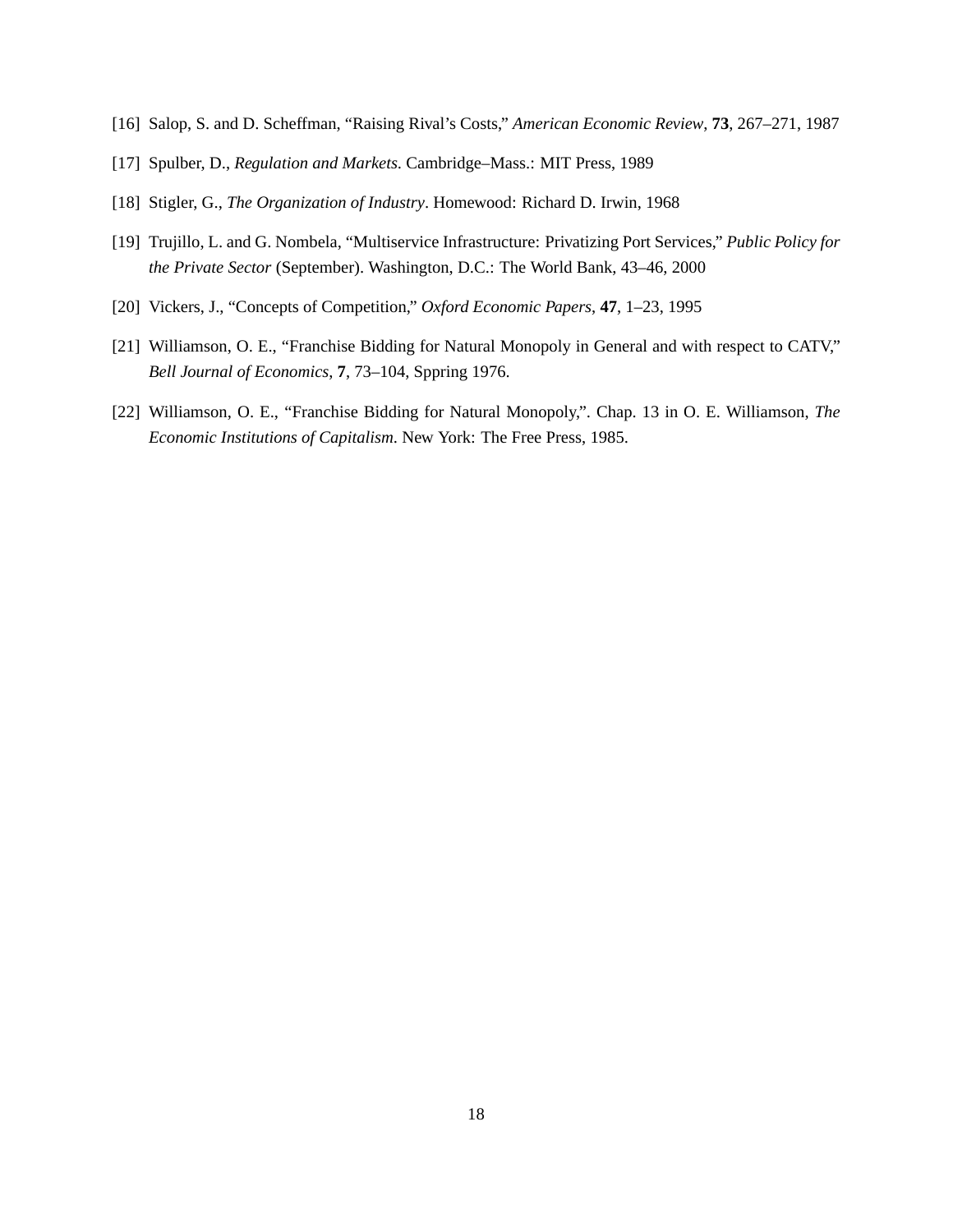[16] Salop, S. and D. Scheffman, "Raising Rival's Costs," *American Economic Review*, **73**, 267–271, 1987

[17] Spulber, D., *Regulation and Markets*. Cambridge–Mass.: MIT Press, 1989

[18] Stigler, G., *The Organization of Industry*. Homewood: Richard D. Irwin, 1968

[19] Trujillo, L. and G. Nombela, "Multiservice Infrastructure: Privatizing Port Services," *Public Policy for the Private Sector* (September). Washington, D.C.: The World Bank, 43–46, 2000

[20] Vickers, J., "Concepts of Competition," *Oxford Economic Papers*, **47**, 1–23, 1995

[21] Williamson, O. E., "Franchise Bidding for Natural Monopoly in General and with respect to CATV," *Bell Journal of Economics*, **7**, 73–104, Sppring 1976.

[22] Williamson, O. E., "Franchise Bidding for Natural Monopoly,". Chap. 13 in O. E. Williamson, *The Economic Institutions of Capitalism*. New York: The Free Press, 1985.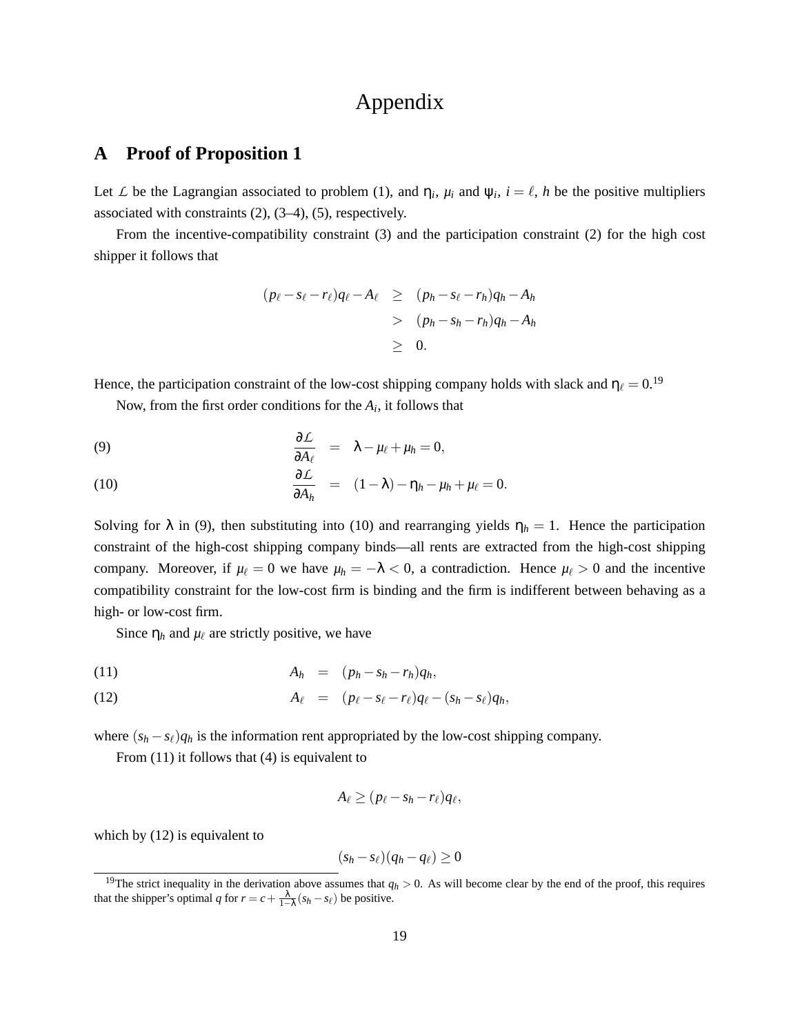# Appendix

## A Proof of Proposition 1

Let $\mathcal{L}$ be the Lagrangian associated to problem (1), and $\eta_i$, $\mu_i$ and $\psi_i$, $i = \ell, h$ be the positive multipliers associated with constraints (2), (3–4), (5), respectively.

From the incentive-compatibility constraint (3) and the participation constraint (2) for the high cost shipper it follows that

$$
\begin{aligned}
(p_\ell - s_\ell - r_\ell)q_\ell - A_\ell &\geq (p_h - s_\ell - r_h)q_h - A_h \\
&> (p_h - s_h - r_h)q_h - A_h \\
&\geq 0.
\end{aligned}
$$

Hence, the participation constraint of the low-cost shipping company holds with slack and $\eta_\ell = 0$.[19]

Now, from the first order conditions for the $A_i$, it follows that

$$
\frac{\partial \mathcal{L}}{\partial A_\ell} = \lambda - \mu_\ell + \mu_h = 0, \tag{9}
$$

$$
\frac{\partial \mathcal{L}}{\partial A_h} = (1 - \lambda) - \eta_h - \mu_h + \mu_\ell = 0. \tag{10}
$$

Solving for $\lambda$ in (9), then substituting into (10) and rearranging yields $\eta_h = 1$. Hence the participation constraint of the high-cost shipping company binds—all rents are extracted from the high-cost shipping company. Moreover, if $\mu_\ell = 0$ we have $\mu_h = -\lambda < 0$, a contradiction. Hence $\mu_\ell > 0$ and the incentive compatibility constraint for the low-cost firm is binding and the firm is indifferent between behaving as a high- or low-cost firm.

Since $\eta_h$ and $\mu_\ell$ are strictly positive, we have

$$
A_h = (p_h - s_h - r_h)q_h, \tag{11}
$$

$$
A_\ell = (p_\ell - s_\ell - r_\ell)q_\ell - (s_h - s_\ell)q_h, \tag{12}
$$

where $(s_h - s_\ell)q_h$ is the information rent appropriated by the low-cost shipping company.

From (11) it follows that (4) is equivalent to

$$
A_\ell \geq (p_\ell - s_h - r_\ell)q_\ell,
$$

which by (12) is equivalent to

$$
(s_h - s_\ell)(q_h - q_\ell) \geq 0
$$

[19] The strict inequality in the derivation above assumes that $q_h > 0$. As will become clear by the end of the proof, this requires that the shipper's optimal $q$ for $r = c + \frac{\lambda}{1-\lambda}(s_h - s_\ell)$ be positive.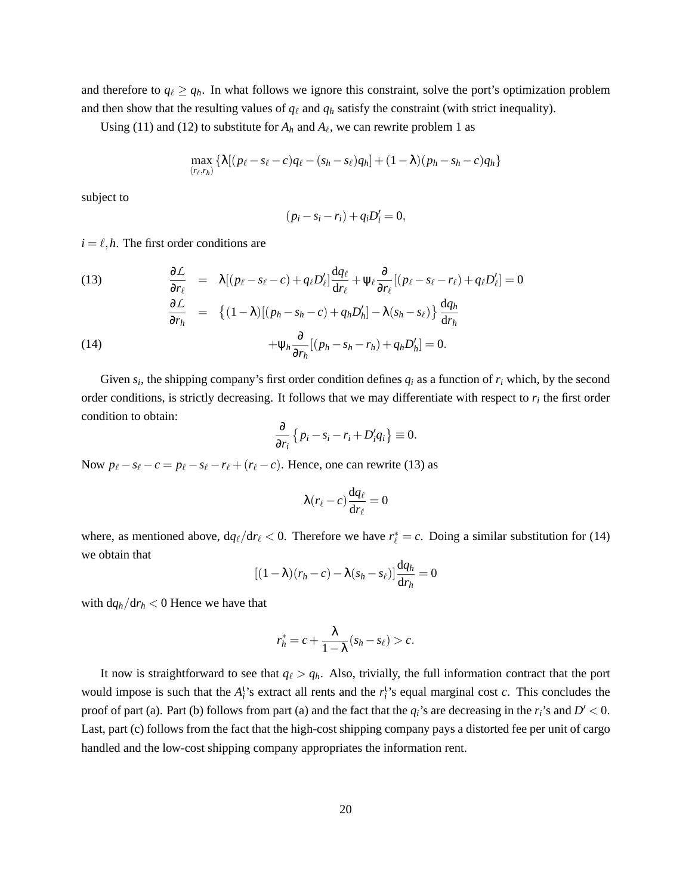and therefore to $q_\ell \geq q_h$. In what follows we ignore this constraint, solve the port's optimization problem and then show that the resulting values of $q_\ell$ and $q_h$ satisfy the constraint (with strict inequality).

Using (11) and (12) to substitute for $A_h$ and $A_\ell$, we can rewrite problem 1 as

$$\max_{(r_\ell, r_h)} \{\lambda[(p_\ell - s_\ell - c)q_\ell - (s_h - s_\ell)q_h] + (1-\lambda)(p_h - s_h - c)q_h\}$$

subject to

$$(p_i - s_i - r_i) + q_i D_i' = 0,$$

$i = \ell, h$. The first order conditions are

$$\frac{\partial \mathcal{L}}{\partial r_\ell} = \lambda[(p_\ell - s_\ell - c) + q_\ell D_\ell'] \frac{\mathrm{d}q_\ell}{\mathrm{d}r_\ell} + \psi_\ell \frac{\partial}{\partial r_\ell}[(p_\ell - s_\ell - r_\ell) + q_\ell D_\ell'] = 0 \tag{13}$$

$$\frac{\partial \mathcal{L}}{\partial r_h} = \left\{(1-\lambda)[(p_h - s_h - c) + q_h D_h'] - \lambda(s_h - s_\ell)\right\} \frac{\mathrm{d}q_h}{\mathrm{d}r_h}$$

$$+\psi_h \frac{\partial}{\partial r_h}[(p_h - s_h - r_h) + q_h D_h'] = 0. \tag{14}$$

Given $s_i$, the shipping company's first order condition defines $q_i$ as a function of $r_i$ which, by the second order conditions, is strictly decreasing. It follows that we may differentiate with respect to $r_i$ the first order condition to obtain:

$$\frac{\partial}{\partial r_i}\left\{p_i - s_i - r_i + D_i' q_i\right\} \equiv 0.$$

Now $p_\ell - s_\ell - c = p_\ell - s_\ell - r_\ell + (r_\ell - c)$. Hence, one can rewrite (13) as

$$\lambda(r_\ell - c)\frac{\mathrm{d}q_\ell}{\mathrm{d}r_\ell} = 0$$

where, as mentioned above, $\mathrm{d}q_\ell/\mathrm{d}r_\ell < 0$. Therefore we have $r_\ell^* = c$. Doing a similar substitution for (14) we obtain that

$$[(1-\lambda)(r_h - c) - \lambda(s_h - s_\ell)]\frac{\mathrm{d}q_h}{\mathrm{d}r_h} = 0$$

with $\mathrm{d}q_h/\mathrm{d}r_h < 0$ Hence we have that

$$r_h^* = c + \frac{\lambda}{1-\lambda}(s_h - s_\ell) > c.$$

It now is straightforward to see that $q_\ell > q_h$. Also, trivially, the full information contract that the port would impose is such that the $A_i^{\natural}$'s extract all rents and the $r_i^{\natural}$'s equal marginal cost $c$. This concludes the proof of part (a). Part (b) follows from part (a) and the fact that the $q_i$'s are decreasing in the $r_i$'s and $D' < 0$. Last, part (c) follows from the fact that the high-cost shipping company pays a distorted fee per unit of cargo handled and the low-cost shipping company appropriates the information rent.